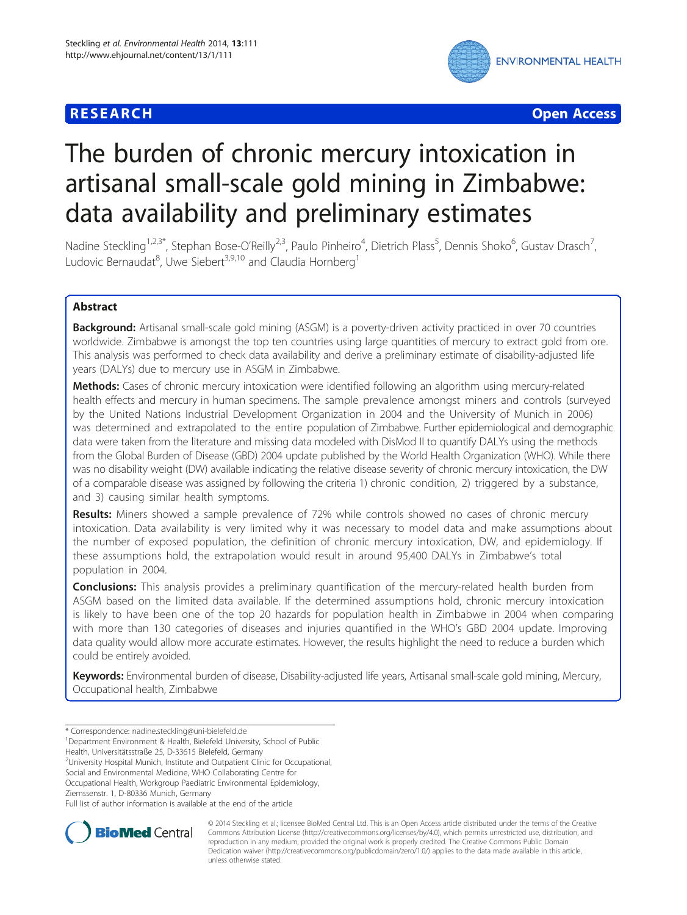RESEARCH Open Access

# The burden of chronic mercury intoxication in artisanal small-scale gold mining in Zimbabwe: data availability and preliminary estimates

Nadine Steckling[1,2,3*], Stephan Bose-O'Reilly[2,3], Paulo Pinheiro[4], Dietrich Plass[5], Dennis Shoko[6], Gustav Drasch[7], Ludovic Bernaudat[8], Uwe Siebert[3,9,10] and Claudia Hornberg[1]

## Abstract

**Background:** Artisanal small-scale gold mining (ASGM) is a poverty-driven activity practiced in over 70 countries worldwide. Zimbabwe is amongst the top ten countries using large quantities of mercury to extract gold from ore. This analysis was performed to check data availability and derive a preliminary estimate of disability-adjusted life years (DALYs) due to mercury use in ASGM in Zimbabwe.

**Methods:** Cases of chronic mercury intoxication were identified following an algorithm using mercury-related health effects and mercury in human specimens. The sample prevalence amongst miners and controls (surveyed by the United Nations Industrial Development Organization in 2004 and the University of Munich in 2006) was determined and extrapolated to the entire population of Zimbabwe. Further epidemiological and demographic data were taken from the literature and missing data modeled with DisMod II to quantify DALYs using the methods from the Global Burden of Disease (GBD) 2004 update published by the World Health Organization (WHO). While there was no disability weight (DW) available indicating the relative disease severity of chronic mercury intoxication, the DW of a comparable disease was assigned by following the criteria 1) chronic condition, 2) triggered by a substance, and 3) causing similar health symptoms.

**Results:** Miners showed a sample prevalence of 72% while controls showed no cases of chronic mercury intoxication. Data availability is very limited why it was necessary to model data and make assumptions about the number of exposed population, the definition of chronic mercury intoxication, DW, and epidemiology. If these assumptions hold, the extrapolation would result in around 95,400 DALYs in Zimbabwe's total population in 2004.

**Conclusions:** This analysis provides a preliminary quantification of the mercury-related health burden from ASGM based on the limited data available. If the determined assumptions hold, chronic mercury intoxication is likely to have been one of the top 20 hazards for population health in Zimbabwe in 2004 when comparing with more than 130 categories of diseases and injuries quantified in the WHO's GBD 2004 update. Improving data quality would allow more accurate estimates. However, the results highlight the need to reduce a burden which could be entirely avoided.

**Keywords:** Environmental burden of disease, Disability-adjusted life years, Artisanal small-scale gold mining, Mercury, Occupational health, Zimbabwe

---

\* Correspondence: nadine.steckling@uni-bielefeld.de

[1]Department Environment & Health, Bielefeld University, School of Public Health, Universitätsstraße 25, D-33615 Bielefeld, Germany

[2]University Hospital Munich, Institute and Outpatient Clinic for Occupational, Social and Environmental Medicine, WHO Collaborating Centre for Occupational Health, Workgroup Paediatric Environmental Epidemiology, Ziemssenstr. 1, D-80336 Munich, Germany

Full list of author information is available at the end of the article

© 2014 Steckling et al.; licensee BioMed Central Ltd. This is an Open Access article distributed under the terms of the Creative Commons Attribution License (http://creativecommons.org/licenses/by/4.0), which permits unrestricted use, distribution, and reproduction in any medium, provided the original work is properly credited. The Creative Commons Public Domain Dedication waiver (http://creativecommons.org/publicdomain/zero/1.0/) applies to the data made available in this article, unless otherwise stated.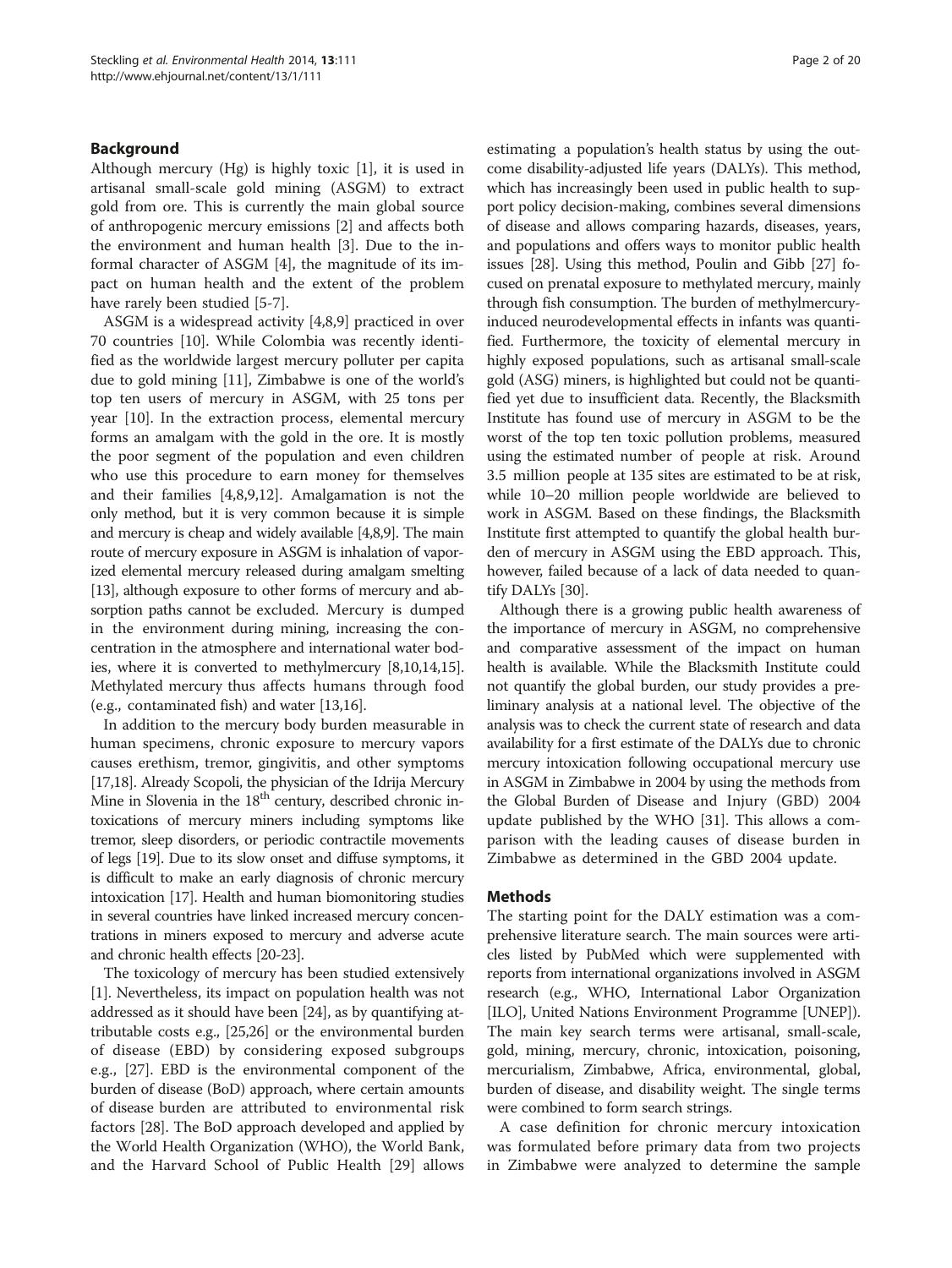## Background

Although mercury (Hg) is highly toxic [1], it is used in artisanal small-scale gold mining (ASGM) to extract gold from ore. This is currently the main global source of anthropogenic mercury emissions [2] and affects both the environment and human health [3]. Due to the informal character of ASGM [4], the magnitude of its impact on human health and the extent of the problem have rarely been studied [5-7].

ASGM is a widespread activity [4,8,9] practiced in over 70 countries [10]. While Colombia was recently identified as the worldwide largest mercury polluter per capita due to gold mining [11], Zimbabwe is one of the world's top ten users of mercury in ASGM, with 25 tons per year [10]. In the extraction process, elemental mercury forms an amalgam with the gold in the ore. It is mostly the poor segment of the population and even children who use this procedure to earn money for themselves and their families [4,8,9,12]. Amalgamation is not the only method, but it is very common because it is simple and mercury is cheap and widely available [4,8,9]. The main route of mercury exposure in ASGM is inhalation of vaporized elemental mercury released during amalgam smelting [13], although exposure to other forms of mercury and absorption paths cannot be excluded. Mercury is dumped in the environment during mining, increasing the concentration in the atmosphere and international water bodies, where it is converted to methylmercury [8,10,14,15]. Methylated mercury thus affects humans through food (e.g., contaminated fish) and water [13,16].

In addition to the mercury body burden measurable in human specimens, chronic exposure to mercury vapors causes erethism, tremor, gingivitis, and other symptoms [17,18]. Already Scopoli, the physician of the Idrija Mercury Mine in Slovenia in the 18th century, described chronic intoxications of mercury miners including symptoms like tremor, sleep disorders, or periodic contractile movements of legs [19]. Due to its slow onset and diffuse symptoms, it is difficult to make an early diagnosis of chronic mercury intoxication [17]. Health and human biomonitoring studies in several countries have linked increased mercury concentrations in miners exposed to mercury and adverse acute and chronic health effects [20-23].

The toxicology of mercury has been studied extensively [1]. Nevertheless, its impact on population health was not addressed as it should have been [24], as by quantifying attributable costs e.g., [25,26] or the environmental burden of disease (EBD) by considering exposed subgroups e.g., [27]. EBD is the environmental component of the burden of disease (BoD) approach, where certain amounts of disease burden are attributed to environmental risk factors [28]. The BoD approach developed and applied by the World Health Organization (WHO), the World Bank, and the Harvard School of Public Health [29] allows estimating a population's health status by using the outcome disability-adjusted life years (DALYs). This method, which has increasingly been used in public health to support policy decision-making, combines several dimensions of disease and allows comparing hazards, diseases, years, and populations and offers ways to monitor public health issues [28]. Using this method, Poulin and Gibb [27] focused on prenatal exposure to methylated mercury, mainly through fish consumption. The burden of methylmercury-induced neurodevelopmental effects in infants was quantified. Furthermore, the toxicity of elemental mercury in highly exposed populations, such as artisanal small-scale gold (ASG) miners, is highlighted but could not be quantified yet due to insufficient data. Recently, the Blacksmith Institute has found use of mercury in ASGM to be the worst of the top ten toxic pollution problems, measured using the estimated number of people at risk. Around 3.5 million people at 135 sites are estimated to be at risk, while 10–20 million people worldwide are believed to work in ASGM. Based on these findings, the Blacksmith Institute first attempted to quantify the global health burden of mercury in ASGM using the EBD approach. This, however, failed because of a lack of data needed to quantify DALYs [30].

Although there is a growing public health awareness of the importance of mercury in ASGM, no comprehensive and comparative assessment of the impact on human health is available. While the Blacksmith Institute could not quantify the global burden, our study provides a preliminary analysis at a national level. The objective of the analysis was to check the current state of research and data availability for a first estimate of the DALYs due to chronic mercury intoxication following occupational mercury use in ASGM in Zimbabwe in 2004 by using the methods from the Global Burden of Disease and Injury (GBD) 2004 update published by the WHO [31]. This allows a comparison with the leading causes of disease burden in Zimbabwe as determined in the GBD 2004 update.

## Methods

The starting point for the DALY estimation was a comprehensive literature search. The main sources were articles listed by PubMed which were supplemented with reports from international organizations involved in ASGM research (e.g., WHO, International Labor Organization [ILO], United Nations Environment Programme [UNEP]). The main key search terms were artisanal, small-scale, gold, mining, mercury, chronic, intoxication, poisoning, mercurialism, Zimbabwe, Africa, environmental, global, burden of disease, and disability weight. The single terms were combined to form search strings.

A case definition for chronic mercury intoxication was formulated before primary data from two projects in Zimbabwe were analyzed to determine the sample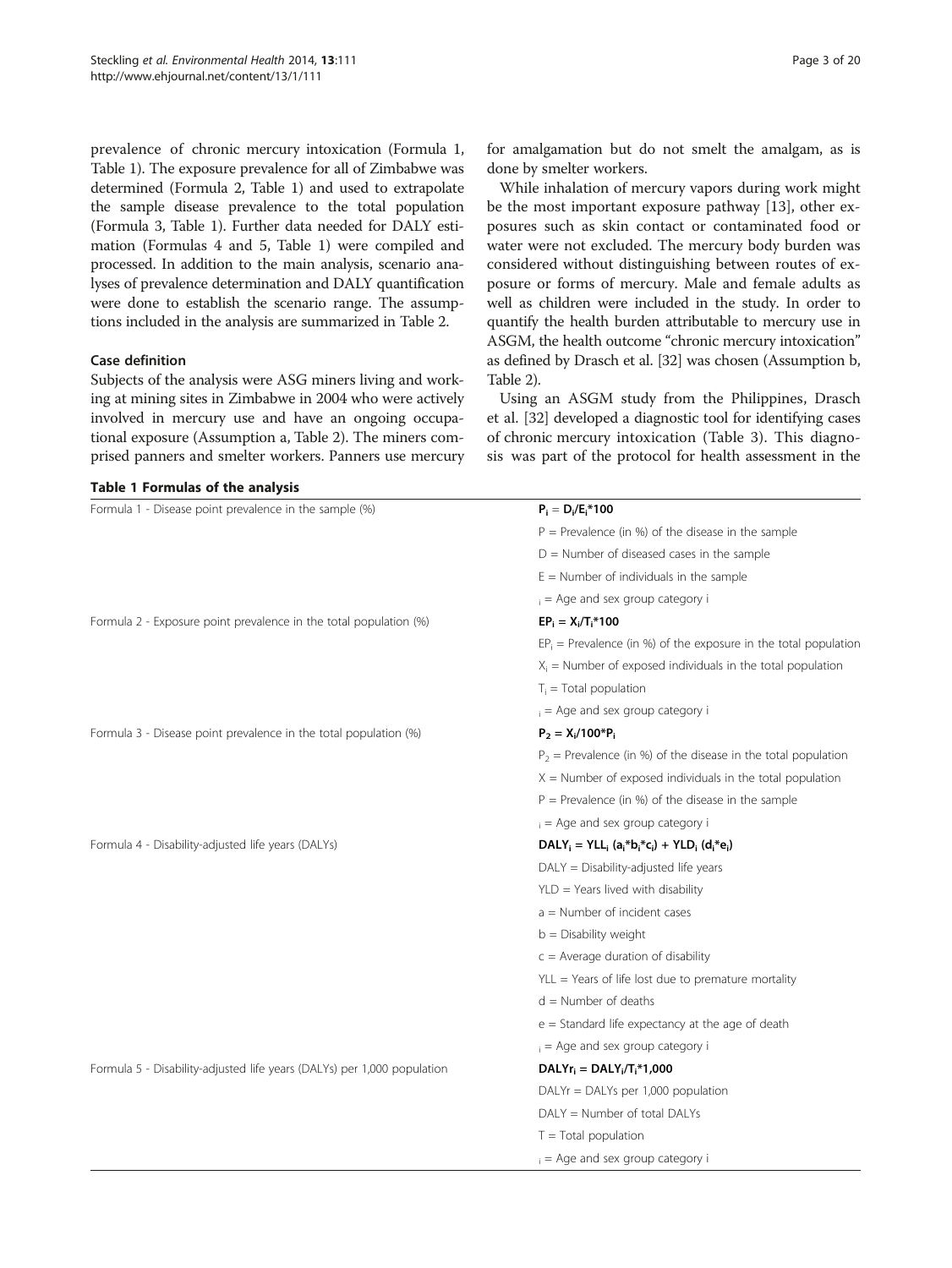prevalence of chronic mercury intoxication (Formula 1, Table 1). The exposure prevalence for all of Zimbabwe was determined (Formula 2, Table 1) and used to extrapolate the sample disease prevalence to the total population (Formula 3, Table 1). Further data needed for DALY estimation (Formulas 4 and 5, Table 1) were compiled and processed. In addition to the main analysis, scenario analyses of prevalence determination and DALY quantification were done to establish the scenario range. The assumptions included in the analysis are summarized in Table 2.

### Case definition

Subjects of the analysis were ASG miners living and working at mining sites in Zimbabwe in 2004 who were actively involved in mercury use and have an ongoing occupational exposure (Assumption a, Table 2). The miners comprised panners and smelter workers. Panners use mercury for amalgamation but do not smelt the amalgam, as is done by smelter workers.

While inhalation of mercury vapors during work might be the most important exposure pathway [13], other exposures such as skin contact or contaminated food or water were not excluded. The mercury body burden was considered without distinguishing between routes of exposure or forms of mercury. Male and female adults as well as children were included in the study. In order to quantify the health burden attributable to mercury use in ASGM, the health outcome "chronic mercury intoxication" as defined by Drasch et al. [32] was chosen (Assumption b, Table 2).

Using an ASGM study from the Philippines, Drasch et al. [32] developed a diagnostic tool for identifying cases of chronic mercury intoxication (Table 3). This diagnosis was part of the protocol for health assessment in the

**Table 1 Formulas of the analysis**

| | |
|---|---|
| Formula 1 - Disease point prevalence in the sample (%) | $P_i = D_i/E_i*100$ |
| | P = Prevalence (in %) of the disease in the sample |
| | D = Number of diseased cases in the sample |
| | E = Number of individuals in the sample |
| | $_i$ = Age and sex group category i |
| Formula 2 - Exposure point prevalence in the total population (%) | $EP_i = X_i/T_i*100$ |
| | $EP_i$ = Prevalence (in %) of the exposure in the total population |
| | $X_i$ = Number of exposed individuals in the total population |
| | $T_i$ = Total population |
| | $_i$ = Age and sex group category i |
| Formula 3 - Disease point prevalence in the total population (%) | $P_2 = X_i/100*P_i$ |
| | $P_2$ = Prevalence (in %) of the disease in the total population |
| | X = Number of exposed individuals in the total population |
| | P = Prevalence (in %) of the disease in the sample |
| | $_i$ = Age and sex group category i |
| Formula 4 - Disability-adjusted life years (DALYs) | $DALY_i = YLL_i\ (a_i*b_i*c_i) + YLD_i\ (d_i*e_i)$ |
| | DALY = Disability-adjusted life years |
| | YLD = Years lived with disability |
| | a = Number of incident cases |
| | b = Disability weight |
| | c = Average duration of disability |
| | YLL = Years of life lost due to premature mortality |
| | d = Number of deaths |
| | e = Standard life expectancy at the age of death |
| | $_i$ = Age and sex group category i |
| Formula 5 - Disability-adjusted life years (DALYs) per 1,000 population | $DALYr_i = DALY_i/T_i*1,000$ |
| | DALYr = DALYs per 1,000 population |
| | DALY = Number of total DALYs |
| | T = Total population |
| | $_i$ = Age and sex group category i |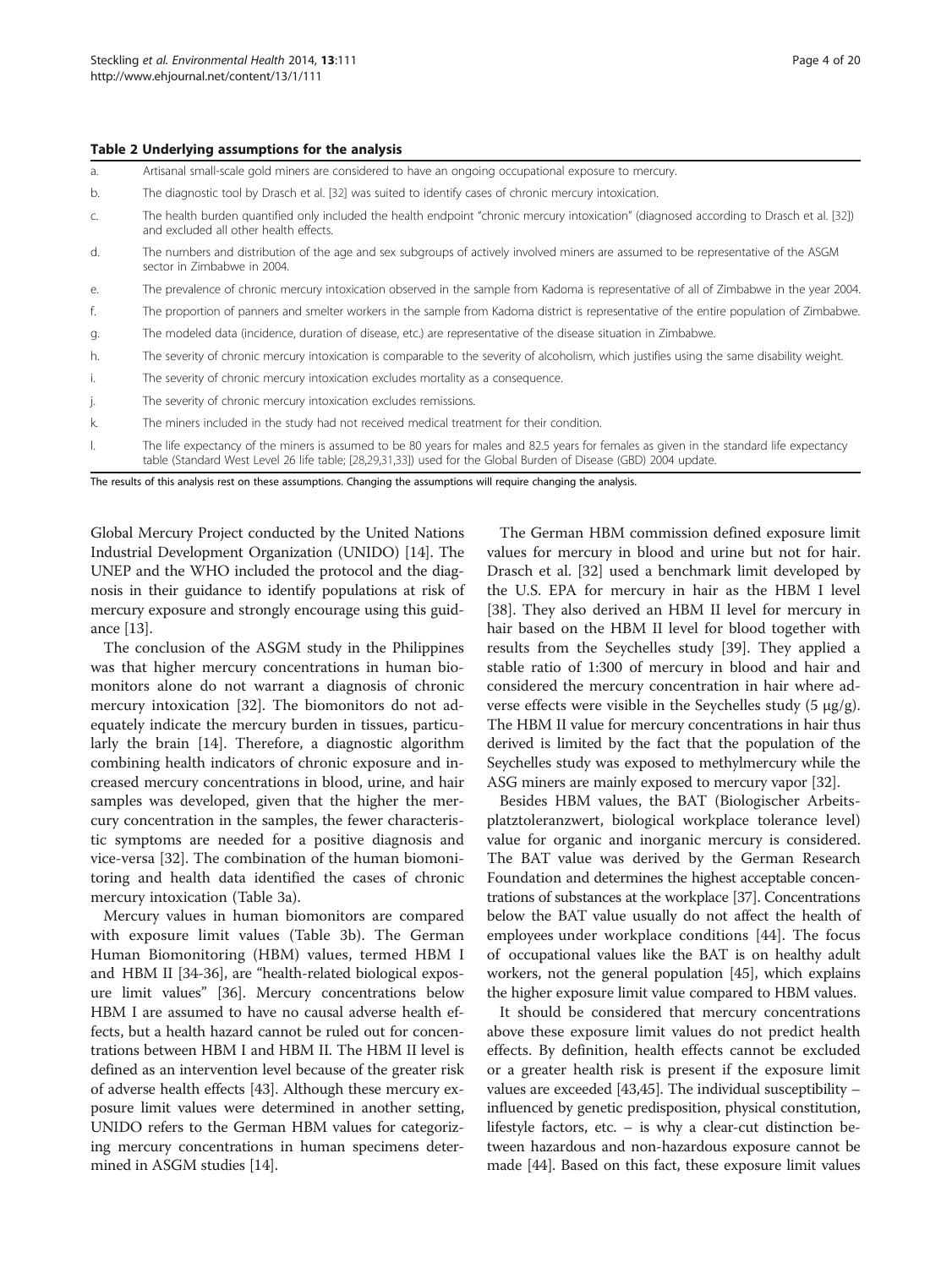**Table 2 Underlying assumptions for the analysis**

| | |
|---|---|
| a. | Artisanal small-scale gold miners are considered to have an ongoing occupational exposure to mercury. |
| b. | The diagnostic tool by Drasch et al. [32] was suited to identify cases of chronic mercury intoxication. |
| c. | The health burden quantified only included the health endpoint "chronic mercury intoxication" (diagnosed according to Drasch et al. [32]) and excluded all other health effects. |
| d. | The numbers and distribution of the age and sex subgroups of actively involved miners are assumed to be representative of the ASGM sector in Zimbabwe in 2004. |
| e. | The prevalence of chronic mercury intoxication observed in the sample from Kadoma is representative of all of Zimbabwe in the year 2004. |
| f. | The proportion of panners and smelter workers in the sample from Kadoma district is representative of the entire population of Zimbabwe. |
| g. | The modeled data (incidence, duration of disease, etc.) are representative of the disease situation in Zimbabwe. |
| h. | The severity of chronic mercury intoxication is comparable to the severity of alcoholism, which justifies using the same disability weight. |
| i. | The severity of chronic mercury intoxication excludes mortality as a consequence. |
| j. | The severity of chronic mercury intoxication excludes remissions. |
| k. | The miners included in the study had not received medical treatment for their condition. |
| l. | The life expectancy of the miners is assumed to be 80 years for males and 82.5 years for females as given in the standard life expectancy table (Standard West Level 26 life table; [28,29,31,33]) used for the Global Burden of Disease (GBD) 2004 update. |

The results of this analysis rest on these assumptions. Changing the assumptions will require changing the analysis.

Global Mercury Project conducted by the United Nations Industrial Development Organization (UNIDO) [14]. The UNEP and the WHO included the protocol and the diagnosis in their guidance to identify populations at risk of mercury exposure and strongly encourage using this guidance [13].

The conclusion of the ASGM study in the Philippines was that higher mercury concentrations in human biomonitors alone do not warrant a diagnosis of chronic mercury intoxication [32]. The biomonitors do not adequately indicate the mercury burden in tissues, particularly the brain [14]. Therefore, a diagnostic algorithm combining health indicators of chronic exposure and increased mercury concentrations in blood, urine, and hair samples was developed, given that the higher the mercury concentration in the samples, the fewer characteristic symptoms are needed for a positive diagnosis and vice-versa [32]. The combination of the human biomonitoring and health data identified the cases of chronic mercury intoxication (Table 3a).

Mercury values in human biomonitors are compared with exposure limit values (Table 3b). The German Human Biomonitoring (HBM) values, termed HBM I and HBM II [34-36], are "health-related biological exposure limit values" [36]. Mercury concentrations below HBM I are assumed to have no causal adverse health effects, but a health hazard cannot be ruled out for concentrations between HBM I and HBM II. The HBM II level is defined as an intervention level because of the greater risk of adverse health effects [43]. Although these mercury exposure limit values were determined in another setting, UNIDO refers to the German HBM values for categorizing mercury concentrations in human specimens determined in ASGM studies [14].

The German HBM commission defined exposure limit values for mercury in blood and urine but not for hair. Drasch et al. [32] used a benchmark limit developed by the U.S. EPA for mercury in hair as the HBM I level [38]. They also derived an HBM II level for mercury in hair based on the HBM II level for blood together with results from the Seychelles study [39]. They applied a stable ratio of 1:300 of mercury in blood and hair and considered the mercury concentration in hair where adverse effects were visible in the Seychelles study (5 μg/g). The HBM II value for mercury concentrations in hair thus derived is limited by the fact that the population of the Seychelles study was exposed to methylmercury while the ASG miners are mainly exposed to mercury vapor [32].

Besides HBM values, the BAT (Biologischer Arbeitsplatztoleranzwert, biological workplace tolerance level) value for organic and inorganic mercury is considered. The BAT value was derived by the German Research Foundation and determines the highest acceptable concentrations of substances at the workplace [37]. Concentrations below the BAT value usually do not affect the health of employees under workplace conditions [44]. The focus of occupational values like the BAT is on healthy adult workers, not the general population [45], which explains the higher exposure limit value compared to HBM values.

It should be considered that mercury concentrations above these exposure limit values do not predict health effects. By definition, health effects cannot be excluded or a greater health risk is present if the exposure limit values are exceeded [43,45]. The individual susceptibility – influenced by genetic predisposition, physical constitution, lifestyle factors, etc. – is why a clear-cut distinction between hazardous and non-hazardous exposure cannot be made [44]. Based on this fact, these exposure limit values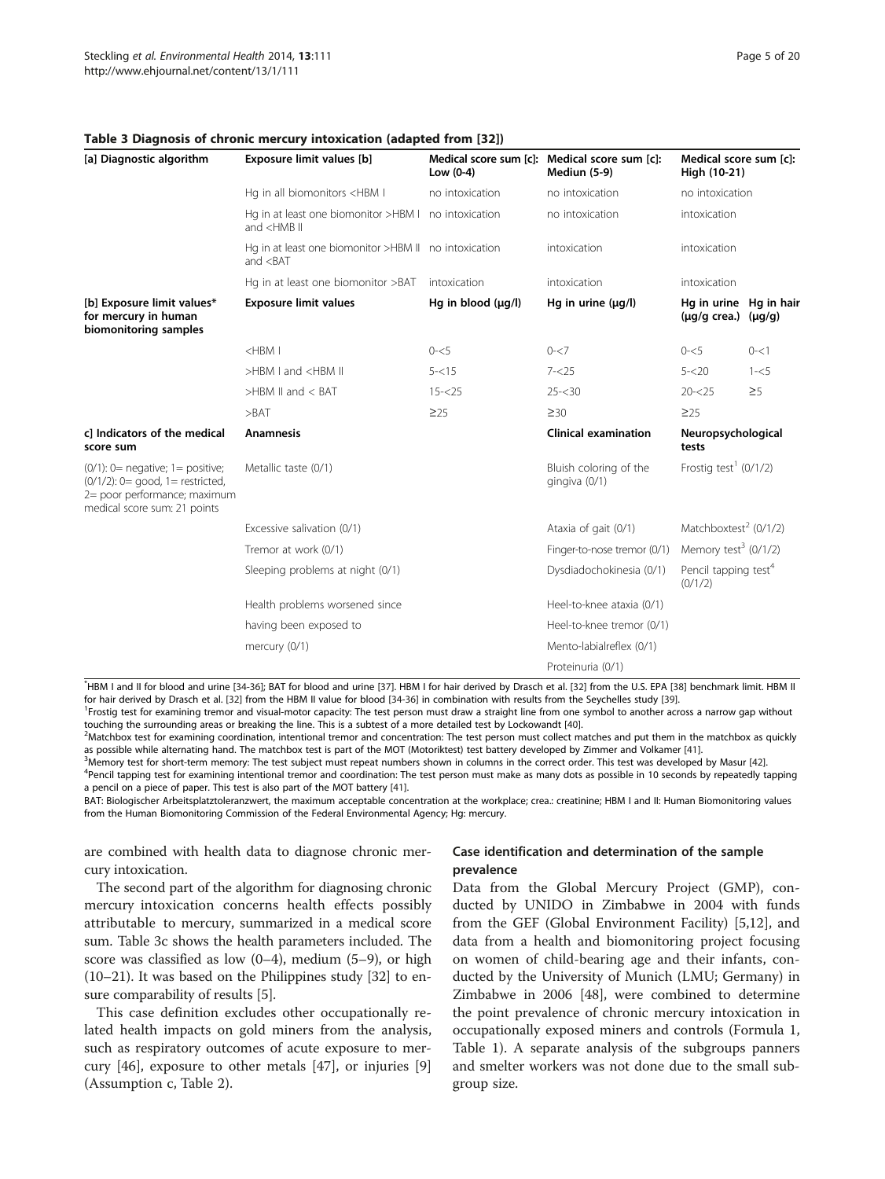**Table 3 Diagnosis of chronic mercury intoxication (adapted from [32])**

| [a] Diagnostic algorithm | Exposure limit values [b] | Medical score sum [c]: Low (0-4) | Medical score sum [c]: Mediun (5-9) | Medical score sum [c]: High (10-21) | |
|---|---|---|---|---|---|
| | Hg in all biomonitors <HBM I | no intoxication | no intoxication | no intoxication | |
| | Hg in at least one biomonitor >HBM I and <HMB II | no intoxication | no intoxication | intoxication | |
| | Hg in at least one biomonitor >HBM II and <BAT | no intoxication | intoxication | intoxication | |
| | Hg in at least one biomonitor >BAT | intoxication | intoxication | intoxication | |
| **[b] Exposure limit values* for mercury in human biomonitoring samples** | **Exposure limit values** | **Hg in blood (μg/l)** | **Hg in urine (μg/l)** | **Hg in urine (μg/g crea.)** | **Hg in hair (μg/g)** |
| | <HBM I | 0-<5 | 0-<7 | 0-<5 | 0-<1 |
| | >HBM I and <HBM II | 5-<15 | 7-<25 | 5-<20 | 1-<5 |
| | >HBM II and < BAT | 15-<25 | 25-<30 | 20-<25 | ≥5 |
| | >BAT | ≥25 | ≥30 | ≥25 | |
| **c] Indicators of the medical score sum** | **Anamnesis** | | **Clinical examination** | **Neuropsychological tests** | |
| (0/1): 0= negative; 1= positive; (0/1/2): 0= good, 1= restricted, 2= poor performance; maximum medical score sum: 21 points | Metallic taste (0/1) | | Bluish coloring of the gingiva (0/1) | Frostig test[1] (0/1/2) | |
| | Excessive salivation (0/1) | | Ataxia of gait (0/1) | Matchboxtest[2] (0/1/2) | |
| | Tremor at work (0/1) | | Finger-to-nose tremor (0/1) | Memory test[3] (0/1/2) | |
| | Sleeping problems at night (0/1) | | Dysdiadochokinesia (0/1) | Pencil tapping test[4] (0/1/2) | |
| | Health problems worsened since | | Heel-to-knee ataxia (0/1) | | |
| | having been exposed to | | Heel-to-knee tremor (0/1) | | |
| | mercury (0/1) | | Mento-labialreflex (0/1) | | |
| | | | Proteinuria (0/1) | | |

*HBM I and II for blood and urine [34-36]; BAT for blood and urine [37]. HBM I for hair derived by Drasch et al. [32] from the U.S. EPA [38] benchmark limit. HBM II for hair derived by Drasch et al. [32] from the HBM II value for blood [34-36] in combination with results from the Seychelles study [39].

[1]Frostig test for examining tremor and visual-motor capacity: The test person must draw a straight line from one symbol to another across a narrow gap without touching the surrounding areas or breaking the line. This is a subtest of a more detailed test by Lockowandt [40].

[2]Matchbox test for examining coordination, intentional tremor and concentration: The test person must collect matches and put them in the matchbox as quickly as possible while alternating hand. The matchbox test is part of the MOT (Motoriktest) test battery developed by Zimmer and Volkamer [41].

[3]Memory test for short-term memory: The test subject must repeat numbers shown in columns in the correct order. This test was developed by Masur [42].

[4]Pencil tapping test for examining intentional tremor and coordination: The test person must make as many dots as possible in 10 seconds by repeatedly tapping a pencil on a piece of paper. This test is also part of the MOT battery [41].

BAT: Biologischer Arbeitsplatztoleranzwert, the maximum acceptable concentration at the workplace; crea.: creatinine; HBM I and II: Human Biomonitoring values from the Human Biomonitoring Commission of the Federal Environmental Agency; Hg: mercury.

are combined with health data to diagnose chronic mercury intoxication.

The second part of the algorithm for diagnosing chronic mercury intoxication concerns health effects possibly attributable to mercury, summarized in a medical score sum. Table 3c shows the health parameters included. The score was classified as low (0–4), medium (5–9), or high (10–21). It was based on the Philippines study [32] to ensure comparability of results [5].

This case definition excludes other occupationally related health impacts on gold miners from the analysis, such as respiratory outcomes of acute exposure to mercury [46], exposure to other metals [47], or injuries [9] (Assumption c, Table 2).

### Case identification and determination of the sample prevalence

Data from the Global Mercury Project (GMP), conducted by UNIDO in Zimbabwe in 2004 with funds from the GEF (Global Environment Facility) [5,12], and data from a health and biomonitoring project focusing on women of child-bearing age and their infants, conducted by the University of Munich (LMU; Germany) in Zimbabwe in 2006 [48], were combined to determine the point prevalence of chronic mercury intoxication in occupationally exposed miners and controls (Formula 1, Table 1). A separate analysis of the subgroups panners and smelter workers was not done due to the small subgroup size.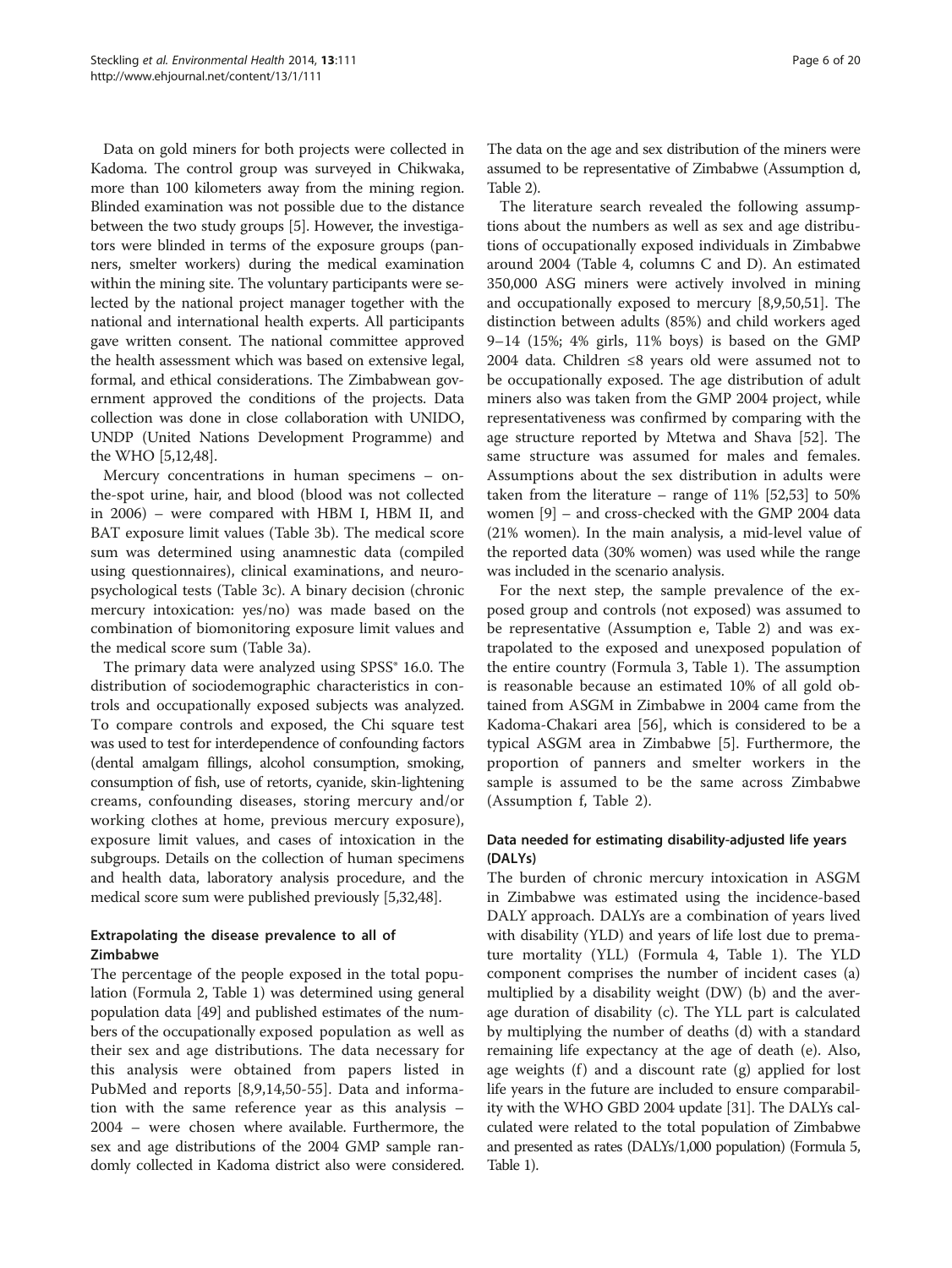Data on gold miners for both projects were collected in Kadoma. The control group was surveyed in Chikwaka, more than 100 kilometers away from the mining region. Blinded examination was not possible due to the distance between the two study groups [5]. However, the investigators were blinded in terms of the exposure groups (panners, smelter workers) during the medical examination within the mining site. The voluntary participants were selected by the national project manager together with the national and international health experts. All participants gave written consent. The national committee approved the health assessment which was based on extensive legal, formal, and ethical considerations. The Zimbabwean government approved the conditions of the projects. Data collection was done in close collaboration with UNIDO, UNDP (United Nations Development Programme) and the WHO [5,12,48].

Mercury concentrations in human specimens – on-the-spot urine, hair, and blood (blood was not collected in 2006) – were compared with HBM I, HBM II, and BAT exposure limit values (Table 3b). The medical score sum was determined using anamnestic data (compiled using questionnaires), clinical examinations, and neuropsychological tests (Table 3c). A binary decision (chronic mercury intoxication: yes/no) was made based on the combination of biomonitoring exposure limit values and the medical score sum (Table 3a).

The primary data were analyzed using SPSS® 16.0. The distribution of sociodemographic characteristics in controls and occupationally exposed subjects was analyzed. To compare controls and exposed, the Chi square test was used to test for interdependence of confounding factors (dental amalgam fillings, alcohol consumption, smoking, consumption of fish, use of retorts, cyanide, skin-lightening creams, confounding diseases, storing mercury and/or working clothes at home, previous mercury exposure), exposure limit values, and cases of intoxication in the subgroups. Details on the collection of human specimens and health data, laboratory analysis procedure, and the medical score sum were published previously [5,32,48].

### Extrapolating the disease prevalence to all of Zimbabwe

The percentage of the people exposed in the total population (Formula 2, Table 1) was determined using general population data [49] and published estimates of the numbers of the occupationally exposed population as well as their sex and age distributions. The data necessary for this analysis were obtained from papers listed in PubMed and reports [8,9,14,50-55]. Data and information with the same reference year as this analysis – 2004 – were chosen where available. Furthermore, the sex and age distributions of the 2004 GMP sample randomly collected in Kadoma district also were considered. The data on the age and sex distribution of the miners were assumed to be representative of Zimbabwe (Assumption d, Table 2).

The literature search revealed the following assumptions about the numbers as well as sex and age distributions of occupationally exposed individuals in Zimbabwe around 2004 (Table 4, columns C and D). An estimated 350,000 ASG miners were actively involved in mining and occupationally exposed to mercury [8,9,50,51]. The distinction between adults (85%) and child workers aged 9–14 (15%; 4% girls, 11% boys) is based on the GMP 2004 data. Children ≤8 years old were assumed not to be occupationally exposed. The age distribution of adult miners also was taken from the GMP 2004 project, while representativeness was confirmed by comparing with the age structure reported by Mtetwa and Shava [52]. The same structure was assumed for males and females. Assumptions about the sex distribution in adults were taken from the literature – range of 11% [52,53] to 50% women [9] – and cross-checked with the GMP 2004 data (21% women). In the main analysis, a mid-level value of the reported data (30% women) was used while the range was included in the scenario analysis.

For the next step, the sample prevalence of the exposed group and controls (not exposed) was assumed to be representative (Assumption e, Table 2) and was extrapolated to the exposed and unexposed population of the entire country (Formula 3, Table 1). The assumption is reasonable because an estimated 10% of all gold obtained from ASGM in Zimbabwe in 2004 came from the Kadoma-Chakari area [56], which is considered to be a typical ASGM area in Zimbabwe [5]. Furthermore, the proportion of panners and smelter workers in the sample is assumed to be the same across Zimbabwe (Assumption f, Table 2).

### Data needed for estimating disability-adjusted life years (DALYs)

The burden of chronic mercury intoxication in ASGM in Zimbabwe was estimated using the incidence-based DALY approach. DALYs are a combination of years lived with disability (YLD) and years of life lost due to premature mortality (YLL) (Formula 4, Table 1). The YLD component comprises the number of incident cases (a) multiplied by a disability weight (DW) (b) and the average duration of disability (c). The YLL part is calculated by multiplying the number of deaths (d) with a standard remaining life expectancy at the age of death (e). Also, age weights (f) and a discount rate (g) applied for lost life years in the future are included to ensure comparability with the WHO GBD 2004 update [31]. The DALYs calculated were related to the total population of Zimbabwe and presented as rates (DALYs/1,000 population) (Formula 5, Table 1).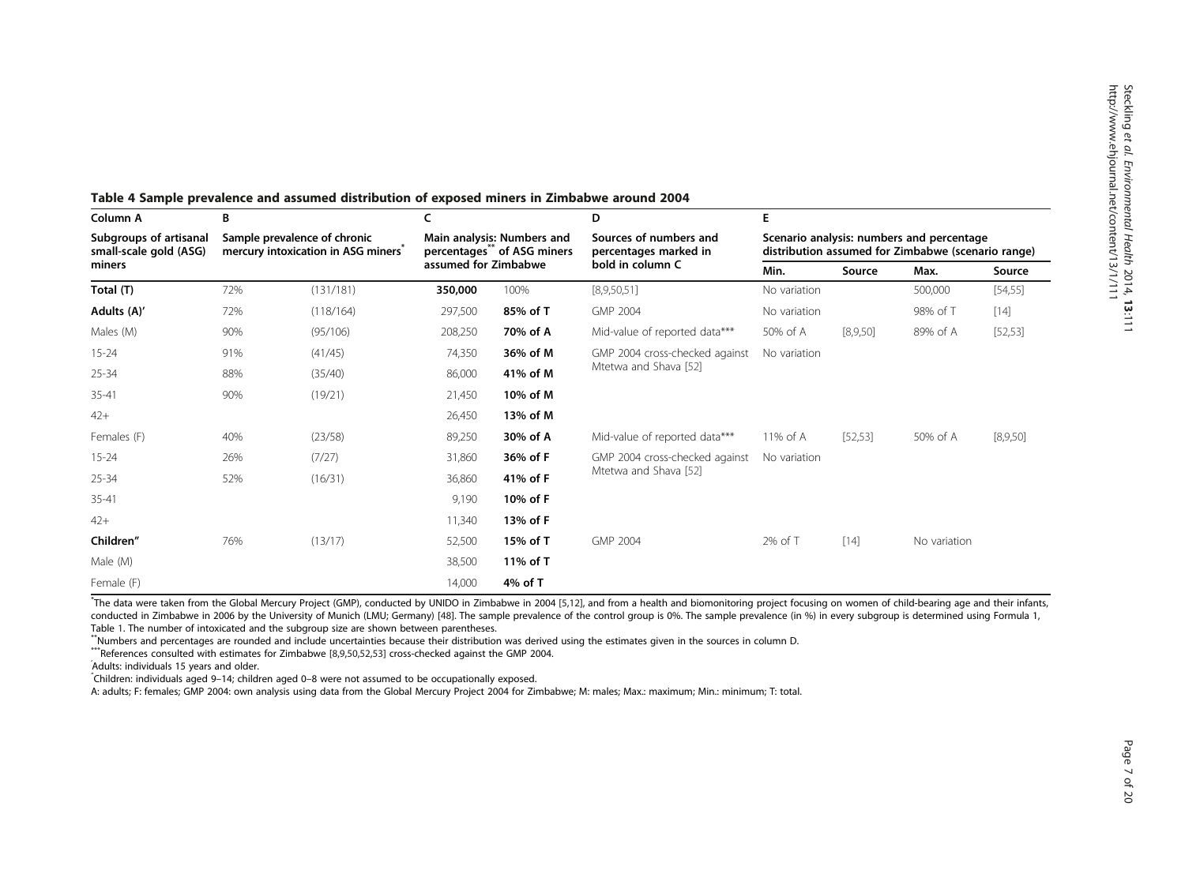**Table 4 Sample prevalence and assumed distribution of exposed miners in Zimbabwe around 2004**

| Column A | B | | C | | D | E | | | |
|---|---|---|---|---|---|---|---|---|---|
| Subgroups of artisanal small-scale gold (ASG) miners | Sample prevalence of chronic mercury intoxication in ASG miners* | | Main analysis: Numbers and percentages** of ASG miners assumed for Zimbabwe | | Sources of numbers and percentages marked in bold in column C | Scenario analysis: numbers and percentage distribution assumed for Zimbabwe (scenario range) | | | |
| | | | | | | Min. | Source | Max. | Source |
| **Total (T)** | 72% | (131/181) | **350,000** | 100% | [8,9,50,51] | No variation | | 500,000 | [54,55] |
| **Adults (A)′** | 72% | (118/164) | 297,500 | **85% of T** | GMP 2004 | No variation | | 98% of T | [14] |
| Males (M) | 90% | (95/106) | 208,250 | **70% of A** | Mid-value of reported data*** | 50% of A | [8,9,50] | 89% of A | [52,53] |
| 15-24 | 91% | (41/45) | 74,350 | **36% of M** | GMP 2004 cross-checked against Mtetwa and Shava [52] | No variation | | | |
| 25-34 | 88% | (35/40) | 86,000 | **41% of M** | | | | | |
| 35-41 | 90% | (19/21) | 21,450 | **10% of M** | | | | | |
| 42+ | | | 26,450 | **13% of M** | | | | | |
| Females (F) | 40% | (23/58) | 89,250 | **30% of A** | Mid-value of reported data*** | 11% of A | [52,53] | 50% of A | [8,9,50] |
| 15-24 | 26% | (7/27) | 31,860 | **36% of F** | GMP 2004 cross-checked against Mtetwa and Shava [52] | No variation | | | |
| 25-34 | 52% | (16/31) | 36,860 | **41% of F** | | | | | |
| 35-41 | | | 9,190 | **10% of F** | | | | | |
| 42+ | | | 11,340 | **13% of F** | | | | | |
| **Children″** | 76% | (13/17) | 52,500 | **15% of T** | GMP 2004 | 2% of T | [14] | No variation | |
| Male (M) | | | 38,500 | **11% of T** | | | | | |
| Female (F) | | | 14,000 | **4% of T** | | | | | |

*The data were taken from the Global Mercury Project (GMP), conducted by UNIDO in Zimbabwe in 2004 [5,12], and from a health and biomonitoring project focusing on women of child-bearing age and their infants, conducted in Zimbabwe in 2006 by the University of Munich (LMU; Germany) [48]. The sample prevalence of the control group is 0%. The sample prevalence (in %) in every subgroup is determined using Formula 1, Table 1. The number of intoxicated and the subgroup size are shown between parentheses.

**Numbers and percentages are rounded and include uncertainties because their distribution was derived using the estimates given in the sources in column D.

***References consulted with estimates for Zimbabwe [8,9,50,52,53] cross-checked against the GMP 2004.

′Adults: individuals 15 years and older.

″Children: individuals aged 9–14; children aged 0–8 were not assumed to be occupationally exposed.

A: adults; F: females; GMP 2004: own analysis using data from the Global Mercury Project 2004 for Zimbabwe; M: males; Max.: maximum; Min.: minimum; T: total.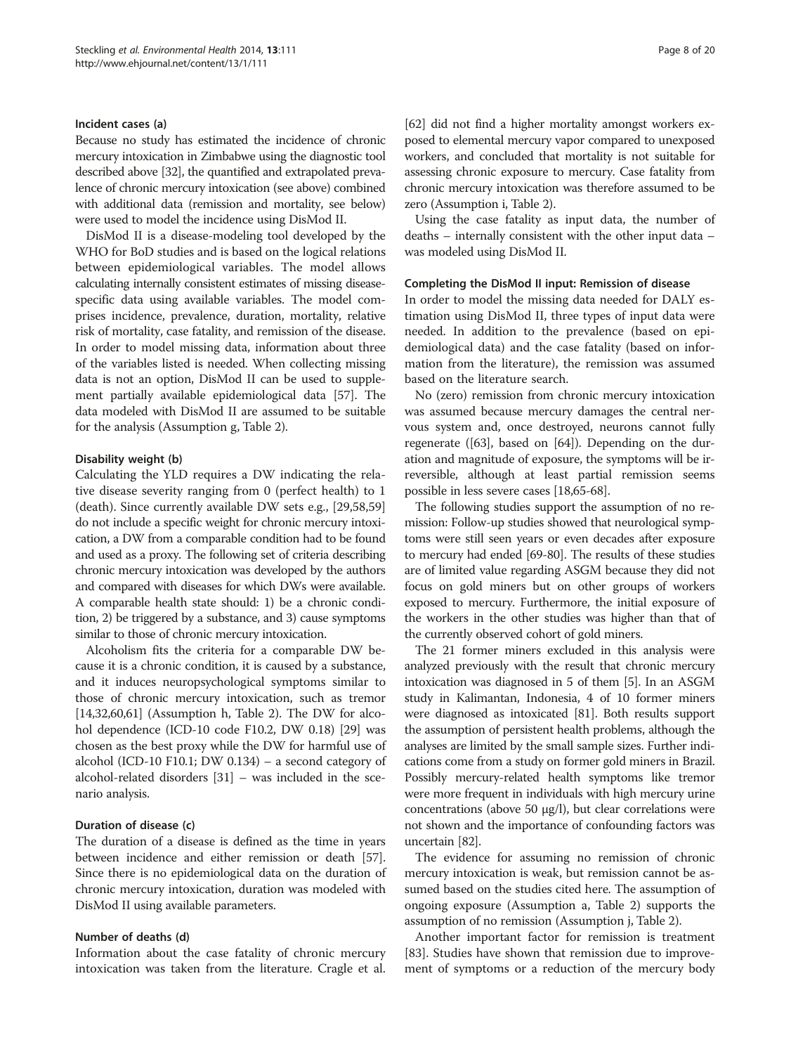#### Incident cases (a)

Because no study has estimated the incidence of chronic mercury intoxication in Zimbabwe using the diagnostic tool described above [32], the quantified and extrapolated prevalence of chronic mercury intoxication (see above) combined with additional data (remission and mortality, see below) were used to model the incidence using DisMod II.

DisMod II is a disease-modeling tool developed by the WHO for BoD studies and is based on the logical relations between epidemiological variables. The model allows calculating internally consistent estimates of missing disease-specific data using available variables. The model comprises incidence, prevalence, duration, mortality, relative risk of mortality, case fatality, and remission of the disease. In order to model missing data, information about three of the variables listed is needed. When collecting missing data is not an option, DisMod II can be used to supplement partially available epidemiological data [57]. The data modeled with DisMod II are assumed to be suitable for the analysis (Assumption g, Table 2).

#### Disability weight (b)

Calculating the YLD requires a DW indicating the relative disease severity ranging from 0 (perfect health) to 1 (death). Since currently available DW sets e.g., [29,58,59] do not include a specific weight for chronic mercury intoxication, a DW from a comparable condition had to be found and used as a proxy. The following set of criteria describing chronic mercury intoxication was developed by the authors and compared with diseases for which DWs were available. A comparable health state should: 1) be a chronic condition, 2) be triggered by a substance, and 3) cause symptoms similar to those of chronic mercury intoxication.

Alcoholism fits the criteria for a comparable DW because it is a chronic condition, it is caused by a substance, and it induces neuropsychological symptoms similar to those of chronic mercury intoxication, such as tremor [14,32,60,61] (Assumption h, Table 2). The DW for alcohol dependence (ICD-10 code F10.2, DW 0.18) [29] was chosen as the best proxy while the DW for harmful use of alcohol (ICD-10 F10.1; DW 0.134) – a second category of alcohol-related disorders [31] – was included in the scenario analysis.

#### Duration of disease (c)

The duration of a disease is defined as the time in years between incidence and either remission or death [57]. Since there is no epidemiological data on the duration of chronic mercury intoxication, duration was modeled with DisMod II using available parameters.

#### Number of deaths (d)

Information about the case fatality of chronic mercury intoxication was taken from the literature. Cragle et al. [62] did not find a higher mortality amongst workers exposed to elemental mercury vapor compared to unexposed workers, and concluded that mortality is not suitable for assessing chronic exposure to mercury. Case fatality from chronic mercury intoxication was therefore assumed to be zero (Assumption i, Table 2).

Using the case fatality as input data, the number of deaths – internally consistent with the other input data – was modeled using DisMod II.

#### Completing the DisMod II input: Remission of disease

In order to model the missing data needed for DALY estimation using DisMod II, three types of input data were needed. In addition to the prevalence (based on epidemiological data) and the case fatality (based on information from the literature), the remission was assumed based on the literature search.

No (zero) remission from chronic mercury intoxication was assumed because mercury damages the central nervous system and, once destroyed, neurons cannot fully regenerate ([63], based on [64]). Depending on the duration and magnitude of exposure, the symptoms will be irreversible, although at least partial remission seems possible in less severe cases [18,65-68].

The following studies support the assumption of no remission: Follow-up studies showed that neurological symptoms were still seen years or even decades after exposure to mercury had ended [69-80]. The results of these studies are of limited value regarding ASGM because they did not focus on gold miners but on other groups of workers exposed to mercury. Furthermore, the initial exposure of the workers in the other studies was higher than that of the currently observed cohort of gold miners.

The 21 former miners excluded in this analysis were analyzed previously with the result that chronic mercury intoxication was diagnosed in 5 of them [5]. In an ASGM study in Kalimantan, Indonesia, 4 of 10 former miners were diagnosed as intoxicated [81]. Both results support the assumption of persistent health problems, although the analyses are limited by the small sample sizes. Further indications come from a study on former gold miners in Brazil. Possibly mercury-related health symptoms like tremor were more frequent in individuals with high mercury urine concentrations (above 50 μg/l), but clear correlations were not shown and the importance of confounding factors was uncertain [82].

The evidence for assuming no remission of chronic mercury intoxication is weak, but remission cannot be assumed based on the studies cited here. The assumption of ongoing exposure (Assumption a, Table 2) supports the assumption of no remission (Assumption j, Table 2).

Another important factor for remission is treatment [83]. Studies have shown that remission due to improvement of symptoms or a reduction of the mercury body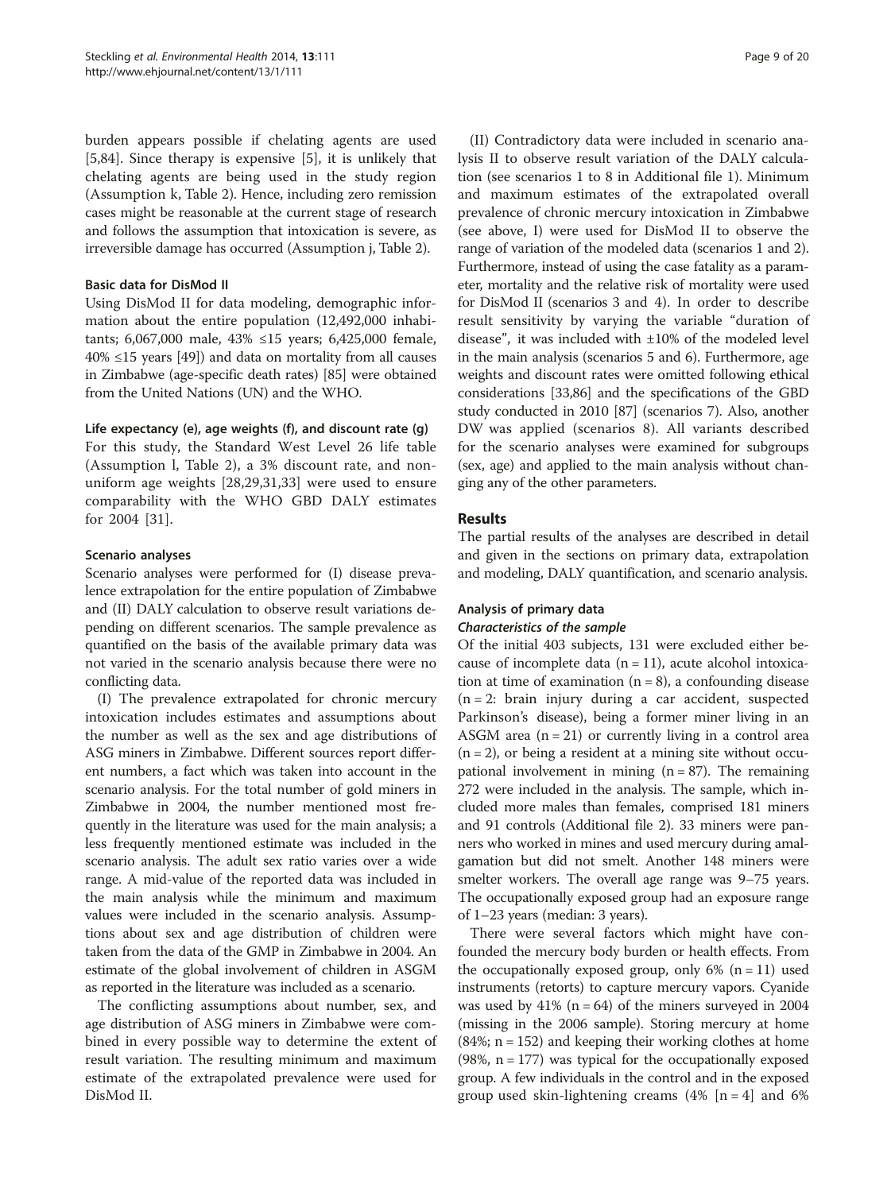burden appears possible if chelating agents are used [5,84]. Since therapy is expensive [5], it is unlikely that chelating agents are being used in the study region (Assumption k, Table 2). Hence, including zero remission cases might be reasonable at the current stage of research and follows the assumption that intoxication is severe, as irreversible damage has occurred (Assumption j, Table 2).

#### Basic data for DisMod II

Using DisMod II for data modeling, demographic information about the entire population (12,492,000 inhabitants; 6,067,000 male, 43% ≤15 years; 6,425,000 female, 40% ≤15 years [49]) and data on mortality from all causes in Zimbabwe (age-specific death rates) [85] were obtained from the United Nations (UN) and the WHO.

#### Life expectancy (e), age weights (f), and discount rate (g)

For this study, the Standard West Level 26 life table (Assumption l, Table 2), a 3% discount rate, and non-uniform age weights [28,29,31,33] were used to ensure comparability with the WHO GBD DALY estimates for 2004 [31].

#### Scenario analyses

Scenario analyses were performed for (I) disease prevalence extrapolation for the entire population of Zimbabwe and (II) DALY calculation to observe result variations depending on different scenarios. The sample prevalence as quantified on the basis of the available primary data was not varied in the scenario analysis because there were no conflicting data.

(I) The prevalence extrapolated for chronic mercury intoxication includes estimates and assumptions about the number as well as the sex and age distributions of ASG miners in Zimbabwe. Different sources report different numbers, a fact which was taken into account in the scenario analysis. For the total number of gold miners in Zimbabwe in 2004, the number mentioned most frequently in the literature was used for the main analysis; a less frequently mentioned estimate was included in the scenario analysis. The adult sex ratio varies over a wide range. A mid-value of the reported data was included in the main analysis while the minimum and maximum values were included in the scenario analysis. Assumptions about sex and age distribution of children were taken from the data of the GMP in Zimbabwe in 2004. An estimate of the global involvement of children in ASGM as reported in the literature was included as a scenario.

The conflicting assumptions about number, sex, and age distribution of ASG miners in Zimbabwe were combined in every possible way to determine the extent of result variation. The resulting minimum and maximum estimate of the extrapolated prevalence were used for DisMod II.

(II) Contradictory data were included in scenario analysis II to observe result variation of the DALY calculation (see scenarios 1 to 8 in Additional file 1). Minimum and maximum estimates of the extrapolated overall prevalence of chronic mercury intoxication in Zimbabwe (see above, I) were used for DisMod II to observe the range of variation of the modeled data (scenarios 1 and 2). Furthermore, instead of using the case fatality as a parameter, mortality and the relative risk of mortality were used for DisMod II (scenarios 3 and 4). In order to describe result sensitivity by varying the variable "duration of disease", it was included with ±10% of the modeled level in the main analysis (scenarios 5 and 6). Furthermore, age weights and discount rates were omitted following ethical considerations [33,86] and the specifications of the GBD study conducted in 2010 [87] (scenarios 7). Also, another DW was applied (scenarios 8). All variants described for the scenario analyses were examined for subgroups (sex, age) and applied to the main analysis without changing any of the other parameters.

## Results

The partial results of the analyses are described in detail and given in the sections on primary data, extrapolation and modeling, DALY quantification, and scenario analysis.

### Analysis of primary data

#### *Characteristics of the sample*

Of the initial 403 subjects, 131 were excluded either because of incomplete data (n = 11), acute alcohol intoxication at time of examination (n = 8), a confounding disease (n = 2: brain injury during a car accident, suspected Parkinson's disease), being a former miner living in an ASGM area (n = 21) or currently living in a control area (n = 2), or being a resident at a mining site without occupational involvement in mining (n = 87). The remaining 272 were included in the analysis. The sample, which included more males than females, comprised 181 miners and 91 controls (Additional file 2). 33 miners were panners who worked in mines and used mercury during amalgamation but did not smelt. Another 148 miners were smelter workers. The overall age range was 9–75 years. The occupationally exposed group had an exposure range of 1–23 years (median: 3 years).

There were several factors which might have confounded the mercury body burden or health effects. From the occupationally exposed group, only 6% (n = 11) used instruments (retorts) to capture mercury vapors. Cyanide was used by 41% (n = 64) of the miners surveyed in 2004 (missing in the 2006 sample). Storing mercury at home (84%; n = 152) and keeping their working clothes at home (98%, n = 177) was typical for the occupationally exposed group. A few individuals in the control and in the exposed group used skin-lightening creams (4% [n = 4] and 6%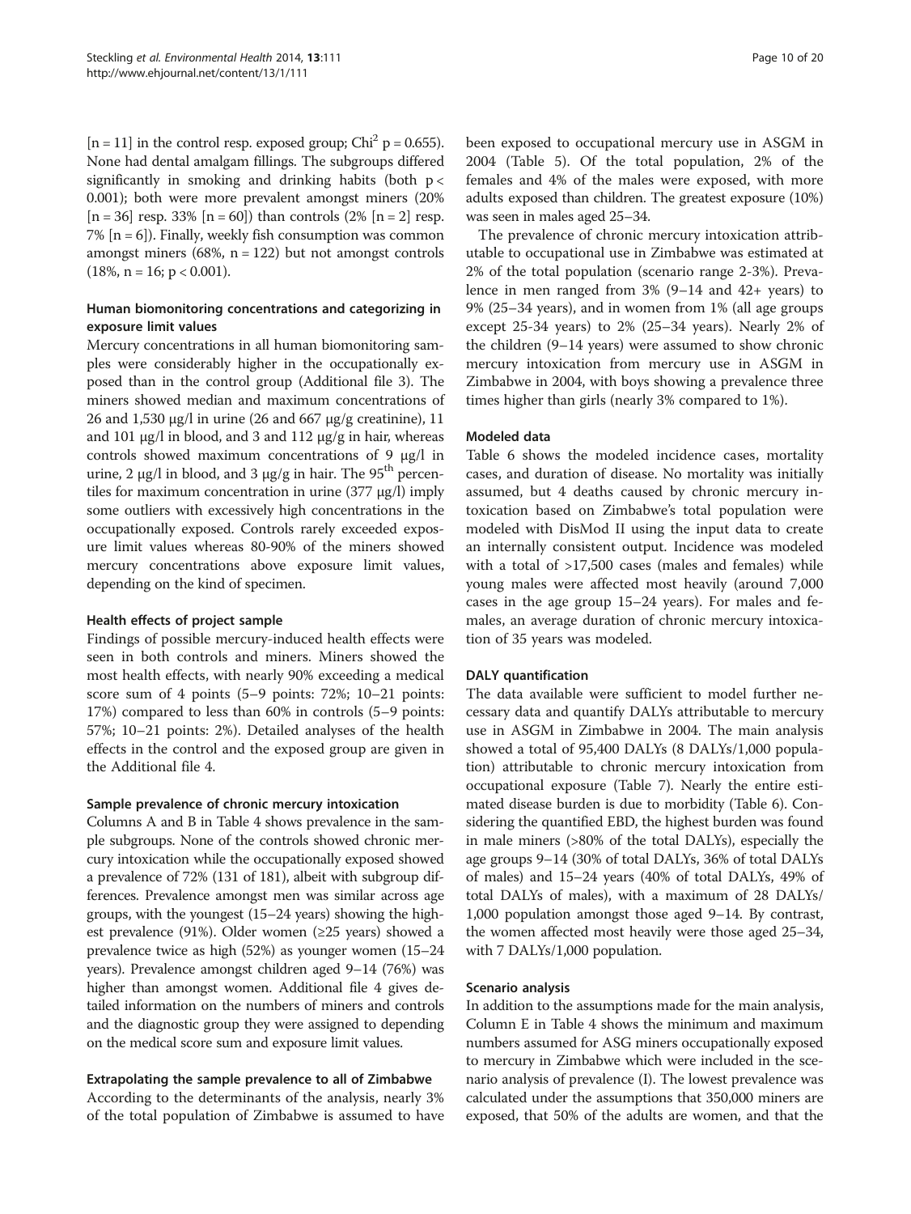[n = 11] in the control resp. exposed group; $Chi^2$ $p = 0.655$). None had dental amalgam fillings. The subgroups differed significantly in smoking and drinking habits (both $p < 0.001$); both were more prevalent amongst miners (20% [n = 36] resp. 33% [n = 60]) than controls (2% [n = 2] resp. 7% [n = 6]). Finally, weekly fish consumption was common amongst miners (68%, n = 122) but not amongst controls (18%, n = 16; $p < 0.001$).

### Human biomonitoring concentrations and categorizing in exposure limit values

Mercury concentrations in all human biomonitoring samples were considerably higher in the occupationally exposed than in the control group (Additional file 3). The miners showed median and maximum concentrations of 26 and 1,530 μg/l in urine (26 and 667 μg/g creatinine), 11 and 101 μg/l in blood, and 3 and 112 μg/g in hair, whereas controls showed maximum concentrations of 9 μg/l in urine, 2 μg/l in blood, and 3 μg/g in hair. The 95th percentiles for maximum concentration in urine (377 μg/l) imply some outliers with excessively high concentrations in the occupationally exposed. Controls rarely exceeded exposure limit values whereas 80-90% of the miners showed mercury concentrations above exposure limit values, depending on the kind of specimen.

### Health effects of project sample

Findings of possible mercury-induced health effects were seen in both controls and miners. Miners showed the most health effects, with nearly 90% exceeding a medical score sum of 4 points (5–9 points: 72%; 10–21 points: 17%) compared to less than 60% in controls (5–9 points: 57%; 10–21 points: 2%). Detailed analyses of the health effects in the control and the exposed group are given in the Additional file 4.

### Sample prevalence of chronic mercury intoxication

Columns A and B in Table 4 shows prevalence in the sample subgroups. None of the controls showed chronic mercury intoxication while the occupationally exposed showed a prevalence of 72% (131 of 181), albeit with subgroup differences. Prevalence amongst men was similar across age groups, with the youngest (15–24 years) showing the highest prevalence (91%). Older women (≥25 years) showed a prevalence twice as high (52%) as younger women (15–24 years). Prevalence amongst children aged 9–14 (76%) was higher than amongst women. Additional file 4 gives detailed information on the numbers of miners and controls and the diagnostic group they were assigned to depending on the medical score sum and exposure limit values.

### Extrapolating the sample prevalence to all of Zimbabwe

According to the determinants of the analysis, nearly 3% of the total population of Zimbabwe is assumed to have been exposed to occupational mercury use in ASGM in 2004 (Table 5). Of the total population, 2% of the females and 4% of the males were exposed, with more adults exposed than children. The greatest exposure (10%) was seen in males aged 25–34.

The prevalence of chronic mercury intoxication attributable to occupational use in Zimbabwe was estimated at 2% of the total population (scenario range 2-3%). Prevalence in men ranged from 3% (9–14 and 42+ years) to 9% (25–34 years), and in women from 1% (all age groups except 25-34 years) to 2% (25–34 years). Nearly 2% of the children (9–14 years) were assumed to show chronic mercury intoxication from mercury use in ASGM in Zimbabwe in 2004, with boys showing a prevalence three times higher than girls (nearly 3% compared to 1%).

### Modeled data

Table 6 shows the modeled incidence cases, mortality cases, and duration of disease. No mortality was initially assumed, but 4 deaths caused by chronic mercury intoxication based on Zimbabwe's total population were modeled with DisMod II using the input data to create an internally consistent output. Incidence was modeled with a total of >17,500 cases (males and females) while young males were affected most heavily (around 7,000 cases in the age group 15–24 years). For males and females, an average duration of chronic mercury intoxication of 35 years was modeled.

### DALY quantification

The data available were sufficient to model further necessary data and quantify DALYs attributable to mercury use in ASGM in Zimbabwe in 2004. The main analysis showed a total of 95,400 DALYs (8 DALYs/1,000 population) attributable to chronic mercury intoxication from occupational exposure (Table 7). Nearly the entire estimated disease burden is due to morbidity (Table 6). Considering the quantified EBD, the highest burden was found in male miners (>80% of the total DALYs), especially the age groups 9–14 (30% of total DALYs, 36% of total DALYs of males) and 15–24 years (40% of total DALYs, 49% of total DALYs of males), with a maximum of 28 DALYs/1,000 population amongst those aged 9–14. By contrast, the women affected most heavily were those aged 25–34, with 7 DALYs/1,000 population.

### Scenario analysis

In addition to the assumptions made for the main analysis, Column E in Table 4 shows the minimum and maximum numbers assumed for ASG miners occupationally exposed to mercury in Zimbabwe which were included in the scenario analysis of prevalence (I). The lowest prevalence was calculated under the assumptions that 350,000 miners are exposed, that 50% of the adults are women, and that the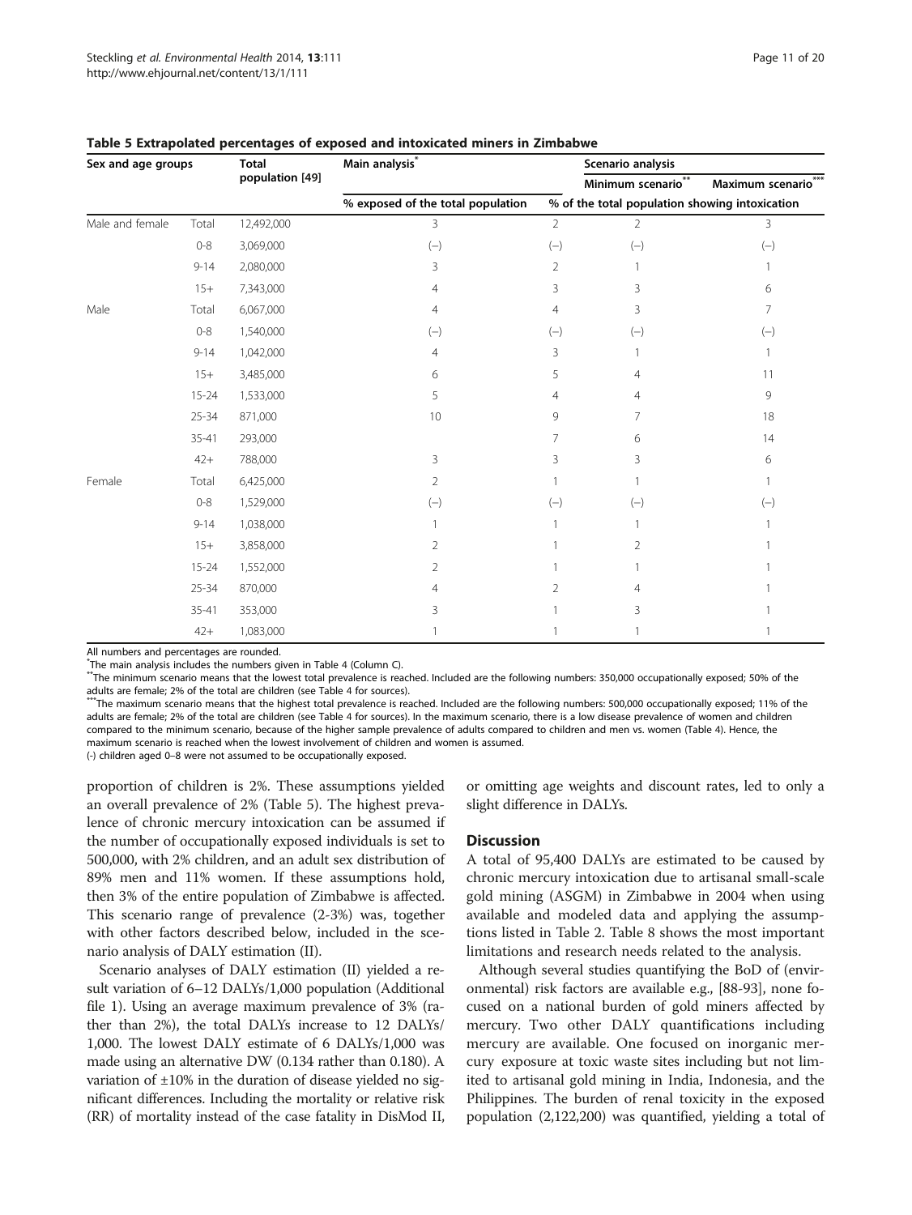**Table 5 Extrapolated percentages of exposed and intoxicated miners in Zimbabwe**

| Sex and age groups | | Total population [49] | Main analysis* | Scenario analysis | | |
|---|---|---|---|---|---|---|
| | | | | | Minimum scenario** | Maximum scenario*** |
| | | | % exposed of the total population | % of the total population showing intoxication | | |
| Male and female | Total | 12,492,000 | 3 | 2 | 2 | 3 |
| | 0-8 | 3,069,000 | (–) | (–) | (–) | (–) |
| | 9-14 | 2,080,000 | 3 | 2 | 1 | 1 |
| | 15+ | 7,343,000 | 4 | 3 | 3 | 6 |
| Male | Total | 6,067,000 | 4 | 4 | 3 | 7 |
| | 0-8 | 1,540,000 | (–) | (–) | (–) | (–) |
| | 9-14 | 1,042,000 | 4 | 3 | 1 | 1 |
| | 15+ | 3,485,000 | 6 | 5 | 4 | 11 |
| | 15-24 | 1,533,000 | 5 | 4 | 4 | 9 |
| | 25-34 | 871,000 | 10 | 9 | 7 | 18 |
| | 35-41 | 293,000 | | 7 | 6 | 14 |
| | 42+ | 788,000 | 3 | 3 | 3 | 6 |
| Female | Total | 6,425,000 | 2 | 1 | 1 | 1 |
| | 0-8 | 1,529,000 | (–) | (–) | (–) | (–) |
| | 9-14 | 1,038,000 | 1 | 1 | 1 | 1 |
| | 15+ | 3,858,000 | 2 | 1 | 2 | 1 |
| | 15-24 | 1,552,000 | 2 | 1 | 1 | 1 |
| | 25-34 | 870,000 | 4 | 2 | 4 | 1 |
| | 35-41 | 353,000 | 3 | 1 | 3 | 1 |
| | 42+ | 1,083,000 | 1 | 1 | 1 | 1 |

All numbers and percentages are rounded.

*The main analysis includes the numbers given in Table 4 (Column C).

**The minimum scenario means that the lowest total prevalence is reached. Included are the following numbers: 350,000 occupationally exposed; 50% of the adults are female; 2% of the total are children (see Table 4 for sources).

***The maximum scenario means that the highest total prevalence is reached. Included are the following numbers: 500,000 occupationally exposed; 11% of the adults are female; 2% of the total are children (see Table 4 for sources). In the maximum scenario, there is a low disease prevalence of women and children compared to the minimum scenario, because of the higher sample prevalence of adults compared to children and men vs. women (Table 4). Hence, the maximum scenario is reached when the lowest involvement of children and women is assumed.

(-) children aged 0–8 were not assumed to be occupationally exposed.

proportion of children is 2%. These assumptions yielded an overall prevalence of 2% (Table 5). The highest prevalence of chronic mercury intoxication can be assumed if the number of occupationally exposed individuals is set to 500,000, with 2% children, and an adult sex distribution of 89% men and 11% women. If these assumptions hold, then 3% of the entire population of Zimbabwe is affected. This scenario range of prevalence (2-3%) was, together with other factors described below, included in the scenario analysis of DALY estimation (II).

Scenario analyses of DALY estimation (II) yielded a result variation of 6–12 DALYs/1,000 population (Additional file 1). Using an average maximum prevalence of 3% (rather than 2%), the total DALYs increase to 12 DALYs/1,000. The lowest DALY estimate of 6 DALYs/1,000 was made using an alternative DW (0.134 rather than 0.180). A variation of ±10% in the duration of disease yielded no significant differences. Including the mortality or relative risk (RR) of mortality instead of the case fatality in DisMod II, or omitting age weights and discount rates, led to only a slight difference in DALYs.

## Discussion

A total of 95,400 DALYs are estimated to be caused by chronic mercury intoxication due to artisanal small-scale gold mining (ASGM) in Zimbabwe in 2004 when using available and modeled data and applying the assumptions listed in Table 2. Table 8 shows the most important limitations and research needs related to the analysis.

Although several studies quantifying the BoD of (environmental) risk factors are available e.g., [88-93], none focused on a national burden of gold miners affected by mercury. Two other DALY quantifications including mercury are available. One focused on inorganic mercury exposure at toxic waste sites including but not limited to artisanal gold mining in India, Indonesia, and the Philippines. The burden of renal toxicity in the exposed population (2,122,200) was quantified, yielding a total of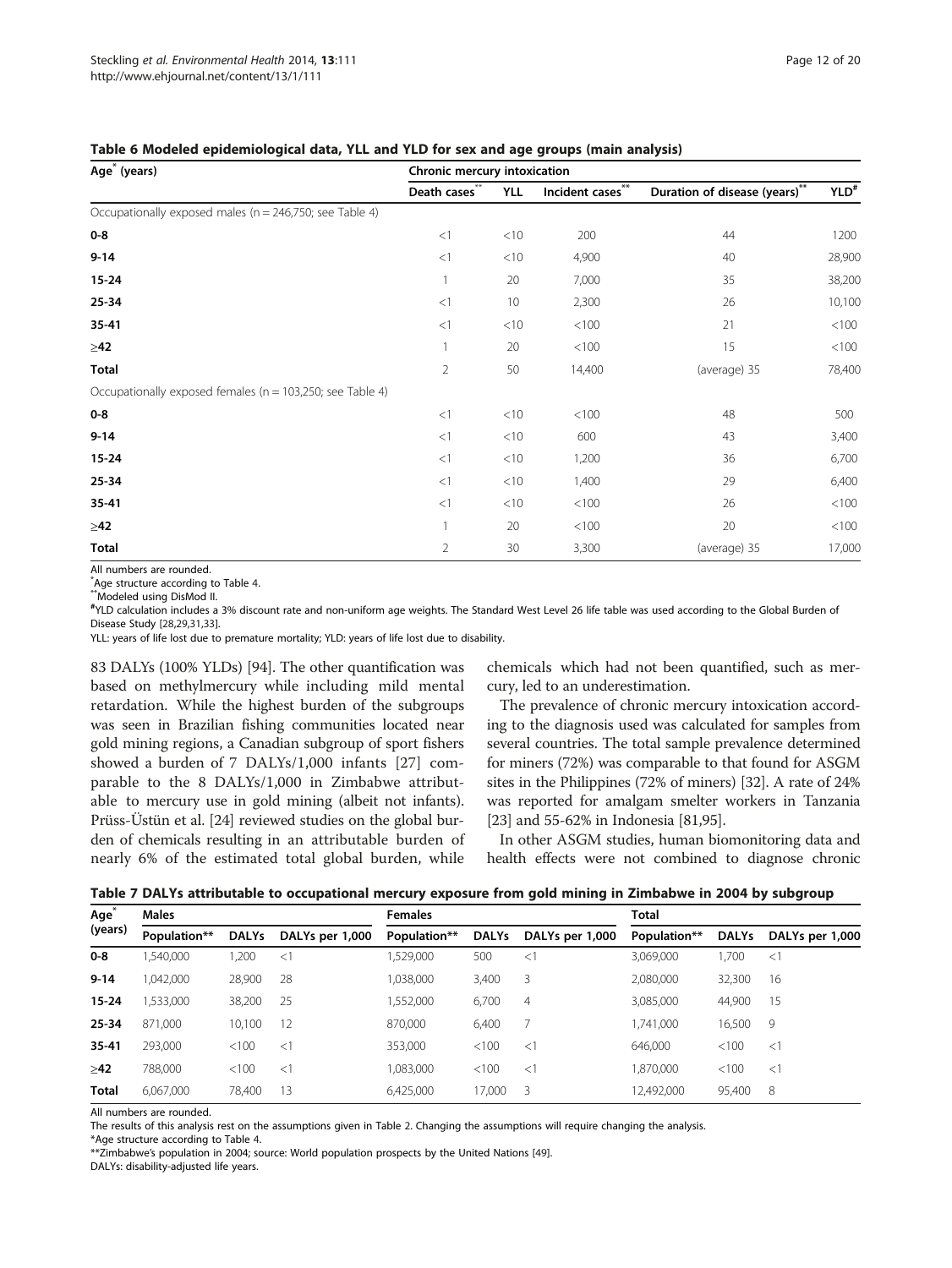**Table 6 Modeled epidemiological data, YLL and YLD for sex and age groups (main analysis)**

| Age* (years) | Chronic mercury intoxication | | | | |
|---|---|---|---|---|---|
| | Death cases** | YLL | Incident cases** | Duration of disease (years)** | YLD# |
| Occupationally exposed males (n = 246,750; see Table 4) | | | | | |
| **0-8** | <1 | <10 | 200 | 44 | 1200 |
| **9-14** | <1 | <10 | 4,900 | 40 | 28,900 |
| **15-24** | 1 | 20 | 7,000 | 35 | 38,200 |
| **25-34** | <1 | 10 | 2,300 | 26 | 10,100 |
| **35-41** | <1 | <10 | <100 | 21 | <100 |
| **≥42** | 1 | 20 | <100 | 15 | <100 |
| **Total** | 2 | 50 | 14,400 | (average) 35 | 78,400 |
| Occupationally exposed females (n = 103,250; see Table 4) | | | | | |
| **0-8** | <1 | <10 | <100 | 48 | 500 |
| **9-14** | <1 | <10 | 600 | 43 | 3,400 |
| **15-24** | <1 | <10 | 1,200 | 36 | 6,700 |
| **25-34** | <1 | <10 | 1,400 | 29 | 6,400 |
| **35-41** | <1 | <10 | <100 | 26 | <100 |
| **≥42** | 1 | 20 | <100 | 20 | <100 |
| **Total** | 2 | 30 | 3,300 | (average) 35 | 17,000 |

All numbers are rounded.
*Age structure according to Table 4.
**Modeled using DisMod II.
#YLD calculation includes a 3% discount rate and non-uniform age weights. The Standard West Level 26 life table was used according to the Global Burden of Disease Study [28,29,31,33].
YLL: years of life lost due to premature mortality; YLD: years of life lost due to disability.

83 DALYs (100% YLDs) [94]. The other quantification was based on methylmercury while including mild mental retardation. While the highest burden of the subgroups was seen in Brazilian fishing communities located near gold mining regions, a Canadian subgroup of sport fishers showed a burden of 7 DALYs/1,000 infants [27] comparable to the 8 DALYs/1,000 in Zimbabwe attributable to mercury use in gold mining (albeit not infants). Prüss-Üstün et al. [24] reviewed studies on the global burden of chemicals resulting in an attributable burden of nearly 6% of the estimated total global burden, while chemicals which had not been quantified, such as mercury, led to an underestimation.

The prevalence of chronic mercury intoxication according to the diagnosis used was calculated for samples from several countries. The total sample prevalence determined for miners (72%) was comparable to that found for ASGM sites in the Philippines (72% of miners) [32]. A rate of 24% was reported for amalgam smelter workers in Tanzania [23] and 55-62% in Indonesia [81,95].

In other ASGM studies, human biomonitoring data and health effects were not combined to diagnose chronic

**Table 7 DALYs attributable to occupational mercury exposure from gold mining in Zimbabwe in 2004 by subgroup**

| Age* (years) | Males | | | Females | | | Total | | |
|---|---|---|---|---|---|---|---|---|---|
| | Population** | DALYs | DALYs per 1,000 | Population** | DALYs | DALYs per 1,000 | Population** | DALYs | DALYs per 1,000 |
| **0-8** | 1,540,000 | 1,200 | <1 | 1,529,000 | 500 | <1 | 3,069,000 | 1,700 | <1 |
| **9-14** | 1,042,000 | 28,900 | 28 | 1,038,000 | 3,400 | 3 | 2,080,000 | 32,300 | 16 |
| **15-24** | 1,533,000 | 38,200 | 25 | 1,552,000 | 6,700 | 4 | 3,085,000 | 44,900 | 15 |
| **25-34** | 871,000 | 10,100 | 12 | 870,000 | 6,400 | 7 | 1,741,000 | 16,500 | 9 |
| **35-41** | 293,000 | <100 | <1 | 353,000 | <100 | <1 | 646,000 | <100 | <1 |
| **≥42** | 788,000 | <100 | <1 | 1,083,000 | <100 | <1 | 1,870,000 | <100 | <1 |
| **Total** | 6,067,000 | 78,400 | 13 | 6,425,000 | 17,000 | 3 | 12,492,000 | 95,400 | 8 |

All numbers are rounded.
The results of this analysis rest on the assumptions given in Table 2. Changing the assumptions will require changing the analysis.
*Age structure according to Table 4.
**Zimbabwe's population in 2004; source: World population prospects by the United Nations [49].
DALYs: disability-adjusted life years.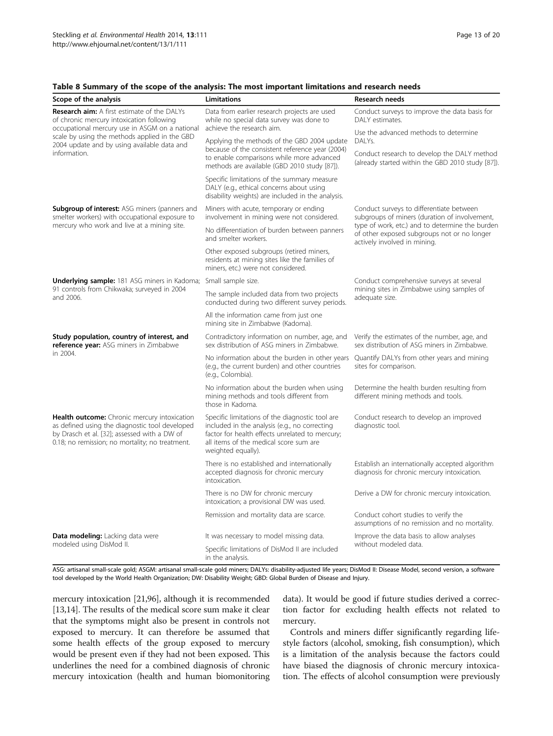**Table 8 Summary of the scope of the analysis: The most important limitations and research needs**

| Scope of the analysis | Limitations | Research needs |
|---|---|---|
| **Research aim:** A first estimate of the DALYs of chronic mercury intoxication following occupational mercury use in ASGM on a national scale by using the methods applied in the GBD 2004 update and by using available data and information. | Data from earlier research projects are used while no special data survey was done to achieve the research aim. | Conduct surveys to improve the data basis for DALY estimates. |
| | Applying the methods of the GBD 2004 update because of the consistent reference year (2004) to enable comparisons while more advanced methods are available (GBD 2010 study [87]). | Use the advanced methods to determine DALYs. |
| | | Conduct research to develop the DALY method (already started within the GBD 2010 study [87]). |
| | Specific limitations of the summary measure DALY (e.g., ethical concerns about using disability weights) are included in the analysis. | |
| **Subgroup of interest:** ASG miners (panners and smelter workers) with occupational exposure to mercury who work and live at a mining site. | Miners with acute, temporary or ending involvement in mining were not considered. | Conduct surveys to differentiate between subgroups of miners (duration of involvement, type of work, etc.) and to determine the burden of other exposed subgroups not or no longer actively involved in mining. |
| | No differentiation of burden between panners and smelter workers. | |
| | Other exposed subgroups (retired miners, residents at mining sites like the families of miners, etc.) were not considered. | |
| **Underlying sample:** 181 ASG miners in Kadoma; 91 controls from Chikwaka; surveyed in 2004 and 2006. | Small sample size. | Conduct comprehensive surveys at several mining sites in Zimbabwe using samples of adequate size. |
| | The sample included data from two projects conducted during two different survey periods. | |
| | All the information came from just one mining site in Zimbabwe (Kadoma). | |
| **Study population, country of interest, and reference year:** ASG miners in Zimbabwe in 2004. | Contradictory information on number, age, and sex distribution of ASG miners in Zimbabwe. | Verify the estimates of the number, age, and sex distribution of ASG miners in Zimbabwe. |
| | No information about the burden in other years (e.g., the current burden) and other countries (e.g., Colombia). | Quantify DALYs from other years and mining sites for comparison. |
| | No information about the burden when using mining methods and tools different from those in Kadoma. | Determine the health burden resulting from different mining methods and tools. |
| **Health outcome:** Chronic mercury intoxication as defined using the diagnostic tool developed by Drasch et al. [32]; assessed with a DW of 0.18; no remission; no mortality; no treatment. | Specific limitations of the diagnostic tool are included in the analysis (e.g., no correcting factor for health effects unrelated to mercury; all items of the medical score sum are weighted equally). | Conduct research to develop an improved diagnostic tool. |
| | There is no established and internationally accepted diagnosis for chronic mercury intoxication. | Establish an internationally accepted algorithm diagnosis for chronic mercury intoxication. |
| | There is no DW for chronic mercury intoxication; a provisional DW was used. | Derive a DW for chronic mercury intoxication. |
| | Remission and mortality data are scarce. | Conduct cohort studies to verify the assumptions of no remission and no mortality. |
| **Data modeling:** Lacking data were modeled using DisMod II. | It was necessary to model missing data. | Improve the data basis to allow analyses without modeled data. |
| | Specific limitations of DisMod II are included in the analysis. | |

ASG: artisanal small-scale gold; ASGM: artisanal small-scale gold miners; DALYs: disability-adjusted life years; DisMod II: Disease Model, second version, a software tool developed by the World Health Organization; DW: Disability Weight; GBD: Global Burden of Disease and Injury.

mercury intoxication [21,96], although it is recommended [13,14]. The results of the medical score sum make it clear that the symptoms might also be present in controls not exposed to mercury. It can therefore be assumed that some health effects of the group exposed to mercury would be present even if they had not been exposed. This underlines the need for a combined diagnosis of chronic mercury intoxication (health and human biomonitoring data). It would be good if future studies derived a correction factor for excluding health effects not related to mercury.

Controls and miners differ significantly regarding lifestyle factors (alcohol, smoking, fish consumption), which is a limitation of the analysis because the factors could have biased the diagnosis of chronic mercury intoxication. The effects of alcohol consumption were previously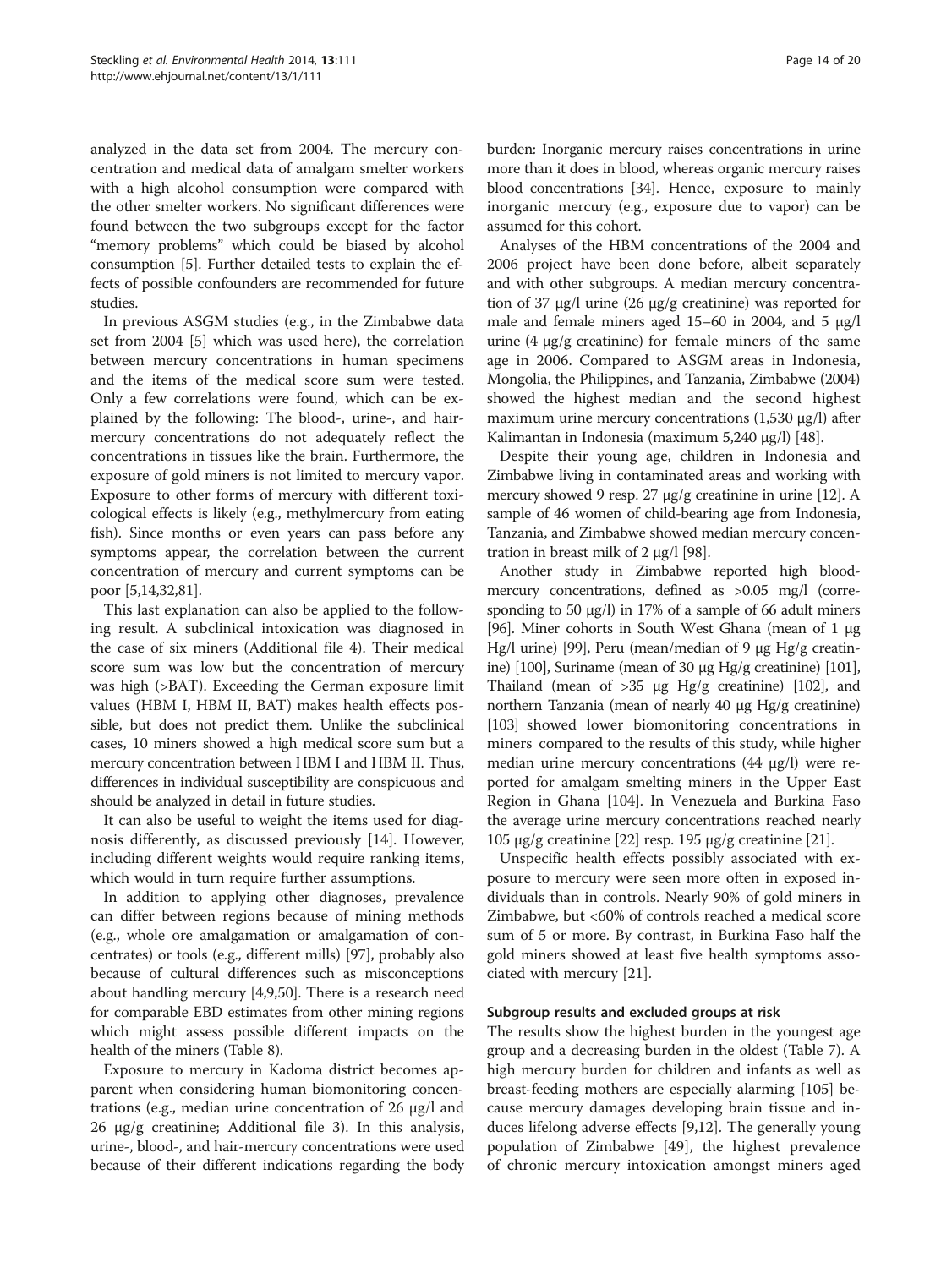analyzed in the data set from 2004. The mercury concentration and medical data of amalgam smelter workers with a high alcohol consumption were compared with the other smelter workers. No significant differences were found between the two subgroups except for the factor "memory problems" which could be biased by alcohol consumption [5]. Further detailed tests to explain the effects of possible confounders are recommended for future studies.

In previous ASGM studies (e.g., in the Zimbabwe data set from 2004 [5] which was used here), the correlation between mercury concentrations in human specimens and the items of the medical score sum were tested. Only a few correlations were found, which can be explained by the following: The blood-, urine-, and hair-mercury concentrations do not adequately reflect the concentrations in tissues like the brain. Furthermore, the exposure of gold miners is not limited to mercury vapor. Exposure to other forms of mercury with different toxicological effects is likely (e.g., methylmercury from eating fish). Since months or even years can pass before any symptoms appear, the correlation between the current concentration of mercury and current symptoms can be poor [5,14,32,81].

This last explanation can also be applied to the following result. A subclinical intoxication was diagnosed in the case of six miners (Additional file 4). Their medical score sum was low but the concentration of mercury was high (>BAT). Exceeding the German exposure limit values (HBM I, HBM II, BAT) makes health effects possible, but does not predict them. Unlike the subclinical cases, 10 miners showed a high medical score sum but a mercury concentration between HBM I and HBM II. Thus, differences in individual susceptibility are conspicuous and should be analyzed in detail in future studies.

It can also be useful to weight the items used for diagnosis differently, as discussed previously [14]. However, including different weights would require ranking items, which would in turn require further assumptions.

In addition to applying other diagnoses, prevalence can differ between regions because of mining methods (e.g., whole ore amalgamation or amalgamation of concentrates) or tools (e.g., different mills) [97], probably also because of cultural differences such as misconceptions about handling mercury [4,9,50]. There is a research need for comparable EBD estimates from other mining regions which might assess possible different impacts on the health of the miners (Table 8).

Exposure to mercury in Kadoma district becomes apparent when considering human biomonitoring concentrations (e.g., median urine concentration of 26 μg/l and 26 μg/g creatinine; Additional file 3). In this analysis, urine-, blood-, and hair-mercury concentrations were used because of their different indications regarding the body burden: Inorganic mercury raises concentrations in urine more than it does in blood, whereas organic mercury raises blood concentrations [34]. Hence, exposure to mainly inorganic mercury (e.g., exposure due to vapor) can be assumed for this cohort.

Analyses of the HBM concentrations of the 2004 and 2006 project have been done before, albeit separately and with other subgroups. A median mercury concentration of 37 μg/l urine (26 μg/g creatinine) was reported for male and female miners aged 15–60 in 2004, and 5 μg/l urine (4 μg/g creatinine) for female miners of the same age in 2006. Compared to ASGM areas in Indonesia, Mongolia, the Philippines, and Tanzania, Zimbabwe (2004) showed the highest median and the second highest maximum urine mercury concentrations (1,530 μg/l) after Kalimantan in Indonesia (maximum 5,240 μg/l) [48].

Despite their young age, children in Indonesia and Zimbabwe living in contaminated areas and working with mercury showed 9 resp. 27 μg/g creatinine in urine [12]. A sample of 46 women of child-bearing age from Indonesia, Tanzania, and Zimbabwe showed median mercury concentration in breast milk of 2 μg/l [98].

Another study in Zimbabwe reported high blood-mercury concentrations, defined as >0.05 mg/l (corresponding to 50 μg/l) in 17% of a sample of 66 adult miners [96]. Miner cohorts in South West Ghana (mean of 1 μg Hg/l urine) [99], Peru (mean/median of 9 μg Hg/g creatinine) [100], Suriname (mean of 30 μg Hg/g creatinine) [101], Thailand (mean of >35 μg Hg/g creatinine) [102], and northern Tanzania (mean of nearly 40 μg Hg/g creatinine) [103] showed lower biomonitoring concentrations in miners compared to the results of this study, while higher median urine mercury concentrations (44 μg/l) were reported for amalgam smelting miners in the Upper East Region in Ghana [104]. In Venezuela and Burkina Faso the average urine mercury concentrations reached nearly 105 μg/g creatinine [22] resp. 195 μg/g creatinine [21].

Unspecific health effects possibly associated with exposure to mercury were seen more often in exposed individuals than in controls. Nearly 90% of gold miners in Zimbabwe, but <60% of controls reached a medical score sum of 5 or more. By contrast, in Burkina Faso half the gold miners showed at least five health symptoms associated with mercury [21].

### Subgroup results and excluded groups at risk

The results show the highest burden in the youngest age group and a decreasing burden in the oldest (Table 7). A high mercury burden for children and infants as well as breast-feeding mothers are especially alarming [105] because mercury damages developing brain tissue and induces lifelong adverse effects [9,12]. The generally young population of Zimbabwe [49], the highest prevalence of chronic mercury intoxication amongst miners aged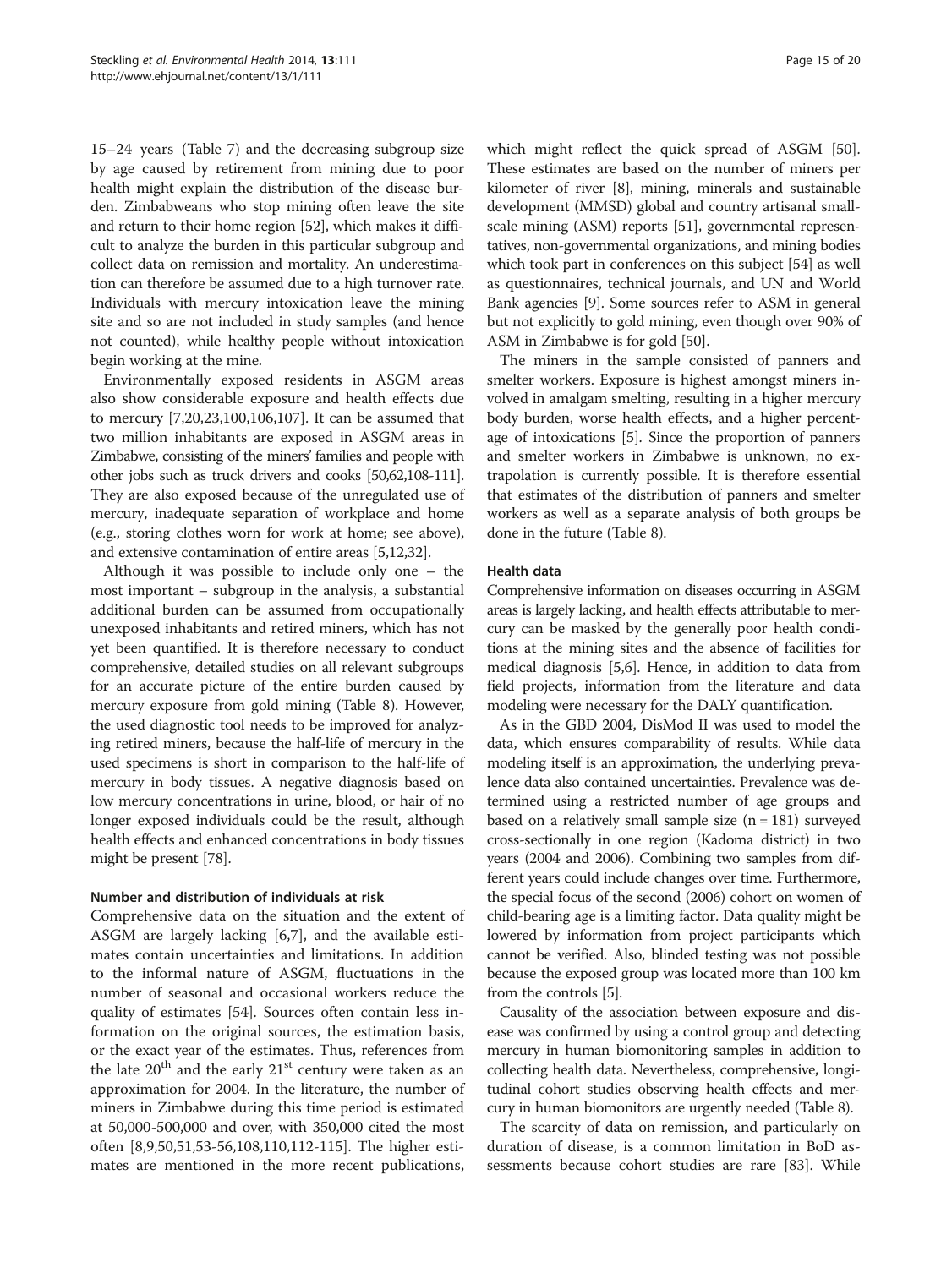15–24 years (Table 7) and the decreasing subgroup size by age caused by retirement from mining due to poor health might explain the distribution of the disease burden. Zimbabweans who stop mining often leave the site and return to their home region [52], which makes it difficult to analyze the burden in this particular subgroup and collect data on remission and mortality. An underestimation can therefore be assumed due to a high turnover rate. Individuals with mercury intoxication leave the mining site and so are not included in study samples (and hence not counted), while healthy people without intoxication begin working at the mine.

Environmentally exposed residents in ASGM areas also show considerable exposure and health effects due to mercury [7,20,23,100,106,107]. It can be assumed that two million inhabitants are exposed in ASGM areas in Zimbabwe, consisting of the miners' families and people with other jobs such as truck drivers and cooks [50,62,108-111]. They are also exposed because of the unregulated use of mercury, inadequate separation of workplace and home (e.g., storing clothes worn for work at home; see above), and extensive contamination of entire areas [5,12,32].

Although it was possible to include only one – the most important – subgroup in the analysis, a substantial additional burden can be assumed from occupationally unexposed inhabitants and retired miners, which has not yet been quantified. It is therefore necessary to conduct comprehensive, detailed studies on all relevant subgroups for an accurate picture of the entire burden caused by mercury exposure from gold mining (Table 8). However, the used diagnostic tool needs to be improved for analyzing retired miners, because the half-life of mercury in the used specimens is short in comparison to the half-life of mercury in body tissues. A negative diagnosis based on low mercury concentrations in urine, blood, or hair of no longer exposed individuals could be the result, although health effects and enhanced concentrations in body tissues might be present [78].

#### Number and distribution of individuals at risk

Comprehensive data on the situation and the extent of ASGM are largely lacking [6,7], and the available estimates contain uncertainties and limitations. In addition to the informal nature of ASGM, fluctuations in the number of seasonal and occasional workers reduce the quality of estimates [54]. Sources often contain less information on the original sources, the estimation basis, or the exact year of the estimates. Thus, references from the late 20[th] and the early 21[st] century were taken as an approximation for 2004. In the literature, the number of miners in Zimbabwe during this time period is estimated at 50,000-500,000 and over, with 350,000 cited the most often [8,9,50,51,53-56,108,110,112-115]. The higher estimates are mentioned in the more recent publications, which might reflect the quick spread of ASGM [50]. These estimates are based on the number of miners per kilometer of river [8], mining, minerals and sustainable development (MMSD) global and country artisanal small-scale mining (ASM) reports [51], governmental representatives, non-governmental organizations, and mining bodies which took part in conferences on this subject [54] as well as questionnaires, technical journals, and UN and World Bank agencies [9]. Some sources refer to ASM in general but not explicitly to gold mining, even though over 90% of ASM in Zimbabwe is for gold [50].

The miners in the sample consisted of panners and smelter workers. Exposure is highest amongst miners involved in amalgam smelting, resulting in a higher mercury body burden, worse health effects, and a higher percentage of intoxications [5]. Since the proportion of panners and smelter workers in Zimbabwe is unknown, no extrapolation is currently possible. It is therefore essential that estimates of the distribution of panners and smelter workers as well as a separate analysis of both groups be done in the future (Table 8).

#### Health data

Comprehensive information on diseases occurring in ASGM areas is largely lacking, and health effects attributable to mercury can be masked by the generally poor health conditions at the mining sites and the absence of facilities for medical diagnosis [5,6]. Hence, in addition to data from field projects, information from the literature and data modeling were necessary for the DALY quantification.

As in the GBD 2004, DisMod II was used to model the data, which ensures comparability of results. While data modeling itself is an approximation, the underlying prevalence data also contained uncertainties. Prevalence was determined using a restricted number of age groups and based on a relatively small sample size (n = 181) surveyed cross-sectionally in one region (Kadoma district) in two years (2004 and 2006). Combining two samples from different years could include changes over time. Furthermore, the special focus of the second (2006) cohort on women of child-bearing age is a limiting factor. Data quality might be lowered by information from project participants which cannot be verified. Also, blinded testing was not possible because the exposed group was located more than 100 km from the controls [5].

Causality of the association between exposure and disease was confirmed by using a control group and detecting mercury in human biomonitoring samples in addition to collecting health data. Nevertheless, comprehensive, longitudinal cohort studies observing health effects and mercury in human biomonitors are urgently needed (Table 8).

The scarcity of data on remission, and particularly on duration of disease, is a common limitation in BoD assessments because cohort studies are rare [83]. While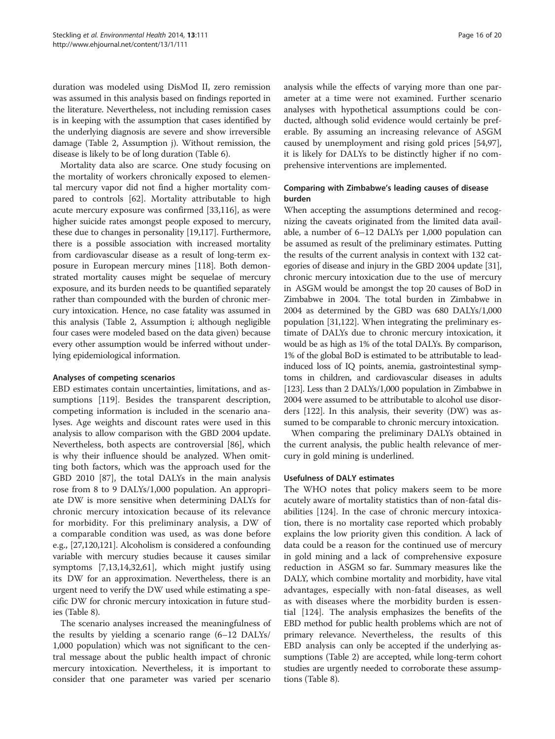duration was modeled using DisMod II, zero remission was assumed in this analysis based on findings reported in the literature. Nevertheless, not including remission cases is in keeping with the assumption that cases identified by the underlying diagnosis are severe and show irreversible damage (Table 2, Assumption j). Without remission, the disease is likely to be of long duration (Table 6).

Mortality data also are scarce. One study focusing on the mortality of workers chronically exposed to elemental mercury vapor did not find a higher mortality compared to controls [62]. Mortality attributable to high acute mercury exposure was confirmed [33,116], as were higher suicide rates amongst people exposed to mercury, these due to changes in personality [19,117]. Furthermore, there is a possible association with increased mortality from cardiovascular disease as a result of long-term exposure in European mercury mines [118]. Both demonstrated mortality causes might be sequelae of mercury exposure, and its burden needs to be quantified separately rather than compounded with the burden of chronic mercury intoxication. Hence, no case fatality was assumed in this analysis (Table 2, Assumption i; although negligible four cases were modeled based on the data given) because every other assumption would be inferred without underlying epidemiological information.

#### Analyses of competing scenarios

EBD estimates contain uncertainties, limitations, and assumptions [119]. Besides the transparent description, competing information is included in the scenario analyses. Age weights and discount rates were used in this analysis to allow comparison with the GBD 2004 update. Nevertheless, both aspects are controversial [86], which is why their influence should be analyzed. When omitting both factors, which was the approach used for the GBD 2010 [87], the total DALYs in the main analysis rose from 8 to 9 DALYs/1,000 population. An appropriate DW is more sensitive when determining DALYs for chronic mercury intoxication because of its relevance for morbidity. For this preliminary analysis, a DW of a comparable condition was used, as was done before e.g., [27,120,121]. Alcoholism is considered a confounding variable with mercury studies because it causes similar symptoms [7,13,14,32,61], which might justify using its DW for an approximation. Nevertheless, there is an urgent need to verify the DW used while estimating a specific DW for chronic mercury intoxication in future studies (Table 8).

The scenario analyses increased the meaningfulness of the results by yielding a scenario range (6–12 DALYs/1,000 population) which was not significant to the central message about the public health impact of chronic mercury intoxication. Nevertheless, it is important to consider that one parameter was varied per scenario analysis while the effects of varying more than one parameter at a time were not examined. Further scenario analyses with hypothetical assumptions could be conducted, although solid evidence would certainly be preferable. By assuming an increasing relevance of ASGM caused by unemployment and rising gold prices [54,97], it is likely for DALYs to be distinctly higher if no comprehensive interventions are implemented.

#### Comparing with Zimbabwe's leading causes of disease burden

When accepting the assumptions determined and recognizing the caveats originated from the limited data available, a number of 6–12 DALYs per 1,000 population can be assumed as result of the preliminary estimates. Putting the results of the current analysis in context with 132 categories of disease and injury in the GBD 2004 update [31], chronic mercury intoxication due to the use of mercury in ASGM would be amongst the top 20 causes of BoD in Zimbabwe in 2004. The total burden in Zimbabwe in 2004 as determined by the GBD was 680 DALYs/1,000 population [31,122]. When integrating the preliminary estimate of DALYs due to chronic mercury intoxication, it would be as high as 1% of the total DALYs. By comparison, 1% of the global BoD is estimated to be attributable to lead-induced loss of IQ points, anemia, gastrointestinal symptoms in children, and cardiovascular diseases in adults [123]. Less than 2 DALYs/1,000 population in Zimbabwe in 2004 were assumed to be attributable to alcohol use disorders [122]. In this analysis, their severity (DW) was assumed to be comparable to chronic mercury intoxication.

When comparing the preliminary DALYs obtained in the current analysis, the public health relevance of mercury in gold mining is underlined.

#### Usefulness of DALY estimates

The WHO notes that policy makers seem to be more acutely aware of mortality statistics than of non-fatal disabilities [124]. In the case of chronic mercury intoxication, there is no mortality case reported which probably explains the low priority given this condition. A lack of data could be a reason for the continued use of mercury in gold mining and a lack of comprehensive exposure reduction in ASGM so far. Summary measures like the DALY, which combine mortality and morbidity, have vital advantages, especially with non-fatal diseases, as well as with diseases where the morbidity burden is essential [124]. The analysis emphasizes the benefits of the EBD method for public health problems which are not of primary relevance. Nevertheless, the results of this EBD analysis can only be accepted if the underlying assumptions (Table 2) are accepted, while long-term cohort studies are urgently needed to corroborate these assumptions (Table 8).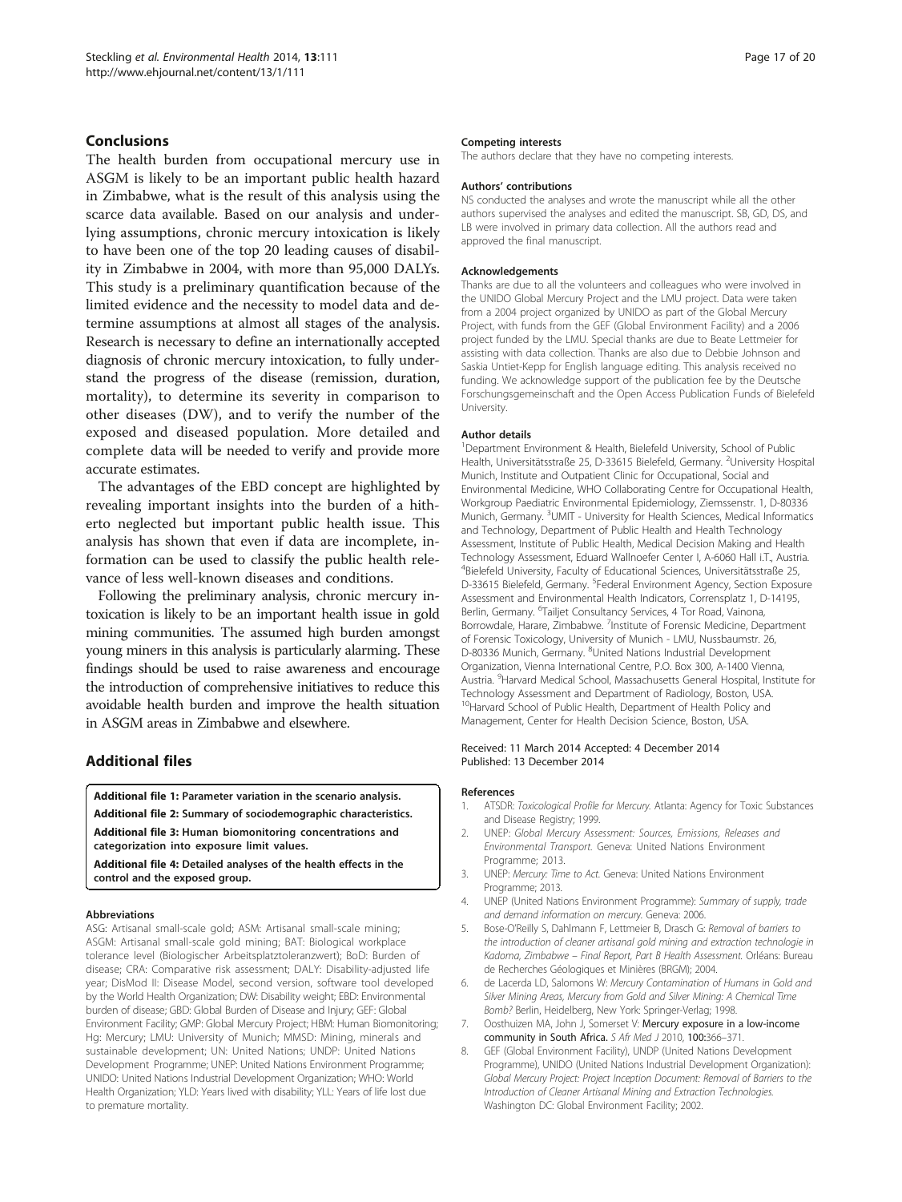## Conclusions

The health burden from occupational mercury use in ASGM is likely to be an important public health hazard in Zimbabwe, what is the result of this analysis using the scarce data available. Based on our analysis and underlying assumptions, chronic mercury intoxication is likely to have been one of the top 20 leading causes of disability in Zimbabwe in 2004, with more than 95,000 DALYs. This study is a preliminary quantification because of the limited evidence and the necessity to model data and determine assumptions at almost all stages of the analysis. Research is necessary to define an internationally accepted diagnosis of chronic mercury intoxication, to fully understand the progress of the disease (remission, duration, mortality), to determine its severity in comparison to other diseases (DW), and to verify the number of the exposed and diseased population. More detailed and complete data will be needed to verify and provide more accurate estimates.

The advantages of the EBD concept are highlighted by revealing important insights into the burden of a hitherto neglected but important public health issue. This analysis has shown that even if data are incomplete, information can be used to classify the public health relevance of less well-known diseases and conditions.

Following the preliminary analysis, chronic mercury intoxication is likely to be an important health issue in gold mining communities. The assumed high burden amongst young miners in this analysis is particularly alarming. These findings should be used to raise awareness and encourage the introduction of comprehensive initiatives to reduce this avoidable health burden and improve the health situation in ASGM areas in Zimbabwe and elsewhere.

## Additional files

**Additional file 1: Parameter variation in the scenario analysis.**

**Additional file 2: Summary of sociodemographic characteristics.**

**Additional file 3: Human biomonitoring concentrations and categorization into exposure limit values.**

**Additional file 4: Detailed analyses of the health effects in the control and the exposed group.**

#### Abbreviations

ASG: Artisanal small-scale gold; ASM: Artisanal small-scale mining; ASGM: Artisanal small-scale gold mining; BAT: Biological workplace tolerance level (Biologischer Arbeitsplatztoleranzwert); BoD: Burden of disease; CRA: Comparative risk assessment; DALY: Disability-adjusted life year; DisMod II: Disease Model, second version, software tool developed by the World Health Organization; DW: Disability weight; EBD: Environmental burden of disease; GBD: Global Burden of Disease and Injury; GEF: Global Environment Facility; GMP: Global Mercury Project; HBM: Human Biomonitoring; Hg: Mercury; LMU: University of Munich; MMSD: Mining, minerals and sustainable development; UN: United Nations; UNDP: United Nations Development Programme; UNEP: United Nations Environment Programme; UNIDO: United Nations Industrial Development Organization; WHO: World Health Organization; YLD: Years lived with disability; YLL: Years of life lost due to premature mortality.

#### Competing interests

The authors declare that they have no competing interests.

#### Authors' contributions

NS conducted the analyses and wrote the manuscript while all the other authors supervised the analyses and edited the manuscript. SB, GD, DS, and LB were involved in primary data collection. All the authors read and approved the final manuscript.

#### Acknowledgements

Thanks are due to all the volunteers and colleagues who were involved in the UNIDO Global Mercury Project and the LMU project. Data were taken from a 2004 project organized by UNIDO as part of the Global Mercury Project, with funds from the GEF (Global Environment Facility) and a 2006 project funded by the LMU. Special thanks are due to Beate Lettmeier for assisting with data collection. Thanks are also due to Debbie Johnson and Saskia Untiet-Kepp for English language editing. This analysis received no funding. We acknowledge support of the publication fee by the Deutsche Forschungsgemeinschaft and the Open Access Publication Funds of Bielefeld University.

#### Author details

[1]Department Environment & Health, Bielefeld University, School of Public Health, Universitätsstraße 25, D-33615 Bielefeld, Germany. [2]University Hospital Munich, Institute and Outpatient Clinic for Occupational, Social and Environmental Medicine, WHO Collaborating Centre for Occupational Health, Workgroup Paediatric Environmental Epidemiology, Ziemssenstr. 1, D-80336 Munich, Germany. [3]UMIT - University for Health Sciences, Medical Informatics and Technology, Department of Public Health and Health Technology Assessment, Institute of Public Health, Medical Decision Making and Health Technology Assessment, Eduard Wallnoefer Center I, A-6060 Hall i.T., Austria. [4]Bielefeld University, Faculty of Educational Sciences, Universitätsstraße 25, D-33615 Bielefeld, Germany. [5]Federal Environment Agency, Section Exposure Assessment and Environmental Health Indicators, Corrensplatz 1, D-14195, Berlin, Germany. [6]Tailjet Consultancy Services, 4 Tor Road, Vainona, Borrowdale, Harare, Zimbabwe. [7]Institute of Forensic Medicine, Department of Forensic Toxicology, University of Munich - LMU, Nussbaumstr. 26, D-80336 Munich, Germany. [8]United Nations Industrial Development Organization, Vienna International Centre, P.O. Box 300, A-1400 Vienna, Austria. [9]Harvard Medical School, Massachusetts General Hospital, Institute for Technology Assessment and Department of Radiology, Boston, USA. [10]Harvard School of Public Health, Department of Health Policy and Management, Center for Health Decision Science, Boston, USA.

Received: 11 March 2014 Accepted: 4 December 2014
Published: 13 December 2014

#### References

1. ATSDR: *Toxicological Profile for Mercury.* Atlanta: Agency for Toxic Substances and Disease Registry; 1999.
2. UNEP: *Global Mercury Assessment: Sources, Emissions, Releases and Environmental Transport.* Geneva: United Nations Environment Programme; 2013.
3. UNEP: *Mercury: Time to Act.* Geneva: United Nations Environment Programme; 2013.
4. UNEP (United Nations Environment Programme): *Summary of supply, trade and demand information on mercury.* Geneva: 2006.
5. Bose-O'Reilly S, Dahlmann F, Lettmeier B, Drasch G: *Removal of barriers to the introduction of cleaner artisanal gold mining and extraction technologie in Kadoma, Zimbabwe – Final Report, Part B Health Assessment.* Orléans: Bureau de Recherches Géologiques et Minières (BRGM); 2004.
6. de Lacerda LD, Salomons W: *Mercury Contamination of Humans in Gold and Silver Mining Areas, Mercury from Gold and Silver Mining: A Chemical Time Bomb?* Berlin, Heidelberg, New York: Springer-Verlag; 1998.
7. Oosthuizen MA, John J, Somerset V: **Mercury exposure in a low-income community in South Africa.** *S Afr Med J* 2010, 100:366–371.
8. GEF (Global Environment Facility), UNDP (United Nations Development Programme), UNIDO (United Nations Industrial Development Organization): *Global Mercury Project: Project Inception Document: Removal of Barriers to the Introduction of Cleaner Artisanal Mining and Extraction Technologies.* Washington DC: Global Environment Facility; 2002.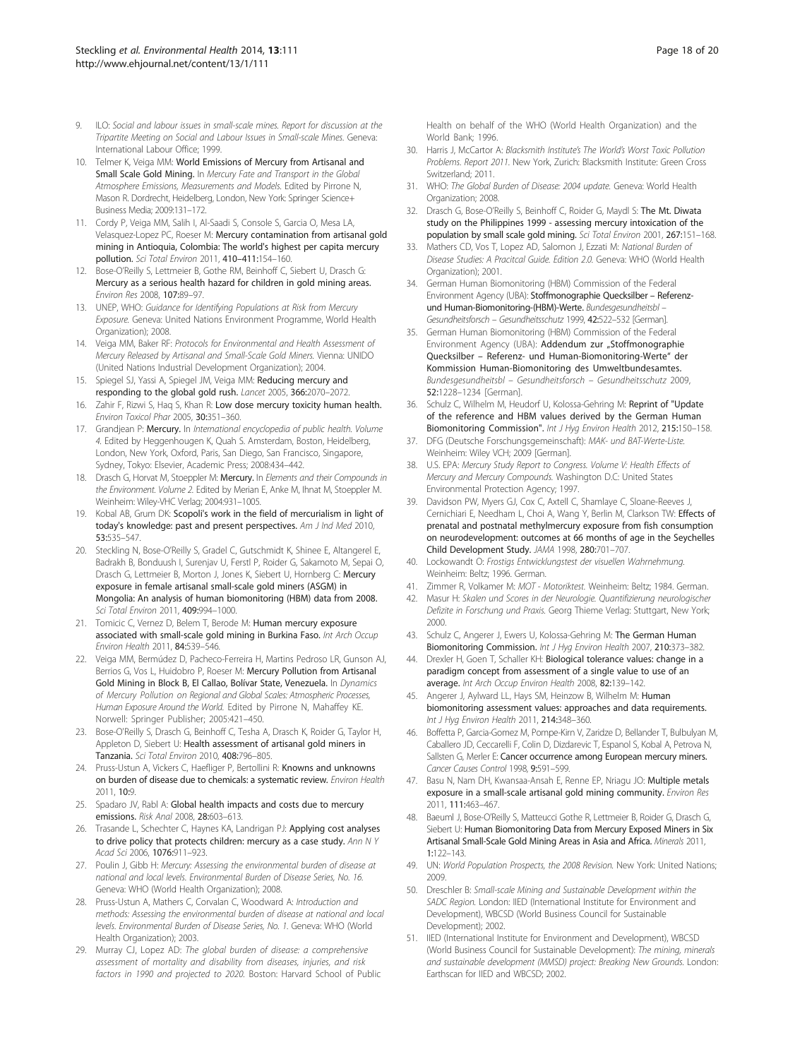9. ILO: *Social and labour issues in small-scale mines. Report for discussion at the Tripartite Meeting on Social and Labour Issues in Small-scale Mines.* Geneva: International Labour Office; 1999.
10. Telmer K, Veiga MM: **World Emissions of Mercury from Artisanal and Small Scale Gold Mining.** In *Mercury Fate and Transport in the Global Atmosphere Emissions, Measurements and Models.* Edited by Pirrone N, Mason R. Dordrecht, Heidelberg, London, New York: Springer Science+ Business Media; 2009:131–172.
11. Cordy P, Veiga MM, Salih I, Al-Saadi S, Console S, Garcia O, Mesa LA, Velasquez-Lopez PC, Roeser M: **Mercury contamination from artisanal gold mining in Antioquia, Colombia: The world's highest per capita mercury pollution.** *Sci Total Environ* 2011, **410–411**:154–160.
12. Bose-O'Reilly S, Lettmeier B, Gothe RM, Beinhoff C, Siebert U, Drasch G: **Mercury as a serious health hazard for children in gold mining areas.** *Environ Res* 2008, **107**:89–97.
13. UNEP, WHO: *Guidance for Identifying Populations at Risk from Mercury Exposure.* Geneva: United Nations Environment Programme, World Health Organization); 2008.
14. Veiga MM, Baker RF: *Protocols for Environmental and Health Assessment of Mercury Released by Artisanal and Small-Scale Gold Miners.* Vienna: UNIDO (United Nations Industrial Development Organization); 2004.
15. Spiegel SJ, Yassi A, Spiegel JM, Veiga MM: **Reducing mercury and responding to the global gold rush.** *Lancet* 2005, **366**:2070–2072.
16. Zahir F, Rizwi S, Haq S, Khan R: **Low dose mercury toxicity human health.** *Environ Toxicol Phar* 2005, **30**:351–360.
17. Grandjean P: **Mercury.** In *International encyclopedia of public health. Volume 4.* Edited by Heggenhougen K, Quah S. Amsterdam, Boston, Heidelberg, London, New York, Oxford, Paris, San Diego, San Francisco, Singapore, Sydney, Tokyo: Elsevier, Academic Press; 2008:434–442.
18. Drasch G, Horvat M, Stoeppler M: **Mercury.** In *Elements and their Compounds in the Environment. Volume 2.* Edited by Merian E, Anke M, Ihnat M, Stoeppler M. Weinheim: Wiley-VHC Verlag; 2004:931–1005.
19. Kobal AB, Grum DK: **Scopoli's work in the field of mercurialism in light of today's knowledge: past and present perspectives.** *Am J Ind Med* 2010, **53**:535–547.
20. Steckling N, Bose-O'Reilly S, Gradel C, Gutschmidt K, Shinee E, Altangerel E, Badrakh B, Bonduush I, Surenjav U, Ferstl P, Roider G, Sakamoto M, Sepai O, Drasch G, Lettmeier B, Morton J, Jones K, Siebert U, Hornberg C: **Mercury exposure in female artisanal small-scale gold miners (ASGM) in Mongolia: An analysis of human biomonitoring (HBM) data from 2008.** *Sci Total Environ* 2011, **409**:994–1000.
21. Tomicic C, Vernez D, Belem T, Berode M: **Human mercury exposure associated with small-scale gold mining in Burkina Faso.** *Int Arch Occup Environ Health* 2011, **84**:539–546.
22. Veiga MM, Bermúdez D, Pacheco-Ferreira H, Martins Pedroso LR, Gunson AJ, Berrios G, Vos L, Huidobro P, Roeser M: **Mercury Pollution from Artisanal Gold Mining in Block B, El Callao, Bolívar State, Venezuela.** In *Dynamics of Mercury Pollution on Regional and Global Scales: Atmospheric Processes, Human Exposure Around the World.* Edited by Pirrone N, Mahaffey KE. Norwell: Springer Publisher; 2005:421–450.
23. Bose-O'Reilly S, Drasch G, Beinhoff C, Tesha A, Drasch K, Roider G, Taylor H, Appleton D, Siebert U: **Health assessment of artisanal gold miners in Tanzania.** *Sci Total Environ* 2010, **408**:796–805.
24. Pruss-Ustun A, Vickers C, Haefliger P, Bertollini R: **Knowns and unknowns on burden of disease due to chemicals: a systematic review.** *Environ Health* 2011, **10**:9.
25. Spadaro JV, Rabl A: **Global health impacts and costs due to mercury emissions.** *Risk Anal* 2008, **28**:603–613.
26. Trasande L, Schechter C, Haynes KA, Landrigan PJ: **Applying cost analyses to drive policy that protects children: mercury as a case study.** *Ann N Y Acad Sci* 2006, **1076**:911–923.
27. Poulin J, Gibb H: *Mercury: Assessing the environmental burden of disease at national and local levels. Environmental Burden of Disease Series, No. 16.* Geneva: WHO (World Health Organization); 2008.
28. Pruss-Ustun A, Mathers C, Corvalan C, Woodward A: *Introduction and methods: Assessing the environmental burden of disease at national and local levels. Environmental Burden of Disease Series, No. 1.* Geneva: WHO (World Health Organization); 2003.
29. Murray CJ, Lopez AD: *The global burden of disease: a comprehensive assessment of mortality and disability from diseases, injuries, and risk factors in 1990 and projected to 2020.* Boston: Harvard School of Public Health on behalf of the WHO (World Health Organization) and the World Bank; 1996.
30. Harris J, McCartor A: *Blacksmith Institute's The World's Worst Toxic Pollution Problems. Report 2011.* New York, Zurich: Blacksmith Institute: Green Cross Switzerland; 2011.
31. WHO: *The Global Burden of Disease: 2004 update.* Geneva: World Health Organization; 2008.
32. Drasch G, Bose-O'Reilly S, Beinhoff C, Roider G, Maydl S: **The Mt. Diwata study on the Philippines 1999 - assessing mercury intoxication of the population by small scale gold mining.** *Sci Total Environ* 2001, **267**:151–168.
33. Mathers CD, Vos T, Lopez AD, Salomon J, Ezzati M: *National Burden of Disease Studies: A Pracitcal Guide. Edition 2.0.* Geneva: WHO (World Health Organization); 2001.
34. German Human Biomonitoring (HBM) Commission of the Federal Environment Agency (UBA): **Stoffmonographie Quecksilber – Referenz- und Human-Biomonitoring-(HBM)-Werte.** *Bundesgesundheitsbl – Gesundheitsforsch – Gesundheitsschutz* 1999, **42**:522–532 [German].
35. German Human Biomonitoring (HBM) Commission of the Federal Environment Agency (UBA): **Addendum zur „Stoffmonographie Quecksilber – Referenz- und Human-Biomonitoring-Werte" der Kommission Human-Biomonitoring des Umweltbundesamtes.** *Bundesgesundheitsbl – Gesundheitsforsch – Gesundheitsschutz* 2009, **52**:1228–1234 [German].
36. Schulz C, Wilhelm M, Heudorf U, Kolossa-Gehring M: **Reprint of "Update of the reference and HBM values derived by the German Human Biomonitoring Commission".** *Int J Hyg Environ Health* 2012, **215**:150–158.
37. DFG (Deutsche Forschungsgemeinschaft): *MAK- und BAT-Werte-Liste.* Weinheim: Wiley VCH; 2009 [German].
38. U.S. EPA: *Mercury Study Report to Congress. Volume V: Health Effects of Mercury and Mercury Compounds.* Washington D.C: United States Environmental Protection Agency; 1997.
39. Davidson PW, Myers GJ, Cox C, Axtell C, Shamlaye C, Sloane-Reeves J, Cernichiari E, Needham L, Choi A, Wang Y, Berlin M, Clarkson TW: **Effects of prenatal and postnatal methylmercury exposure from fish consumption on neurodevelopment: outcomes at 66 months of age in the Seychelles Child Development Study.** *JAMA* 1998, **280**:701–707.
40. Lockowandt O: *Frostigs Entwicklungstest der visuellen Wahrnehmung.* Weinheim: Beltz; 1996. German.
41. Zimmer R, Volkamer M: *MOT - Motoriktest.* Weinheim: Beltz; 1984. German.
42. Masur H: *Skalen und Scores in der Neurologie. Quantifizierung neurologischer Defizite in Forschung und Praxis.* Georg Thieme Verlag: Stuttgart, New York; 2000.
43. Schulz C, Angerer J, Ewers U, Kolossa-Gehring M: **The German Human Biomonitoring Commission.** *Int J Hyg Environ Health* 2007, **210**:373–382.
44. Drexler H, Goen T, Schaller KH: **Biological tolerance values: change in a paradigm concept from assessment of a single value to use of an average.** *Int Arch Occup Environ Health* 2008, **82**:139–142.
45. Angerer J, Aylward LL, Hays SM, Heinzow B, Wilhelm M: **Human biomonitoring assessment values: approaches and data requirements.** *Int J Hyg Environ Health* 2011, **214**:348–360.
46. Boffetta P, Garcia-Gomez M, Pompe-Kirn V, Zaridze D, Bellander T, Bulbulyan M, Caballero JD, Ceccarelli F, Colin D, Dizdarevic T, Espanol S, Kobal A, Petrova N, Sallsten G, Merler E: **Cancer occurrence among European mercury miners.** *Cancer Causes Control* 1998, **9**:591–599.
47. Basu N, Nam DH, Kwansaa-Ansah E, Renne EP, Nriagu JO: **Multiple metals exposure in a small-scale artisanal gold mining community.** *Environ Res* 2011, **111**:463–467.
48. Baeuml J, Bose-O'Reilly S, Matteucci Gothe R, Lettmeier B, Roider G, Drasch G, Siebert U: **Human Biomonitoring Data from Mercury Exposed Miners in Six Artisanal Small-Scale Gold Mining Areas in Asia and Africa.** *Minerals* 2011, **1**:122–143.
49. UN: *World Population Prospects, the 2008 Revision.* New York: United Nations; 2009.
50. Dreschler B: *Small-scale Mining and Sustainable Development within the SADC Region.* London: IIED (International Institute for Environment and Development), WBCSD (World Business Council for Sustainable Development); 2002.
51. IIED (International Institute for Environment and Development), WBCSD (World Business Council for Sustainable Development): *The mining, minerals and sustainable development (MMSD) project: Breaking New Grounds.* London: Earthscan for IIED and WBCSD; 2002.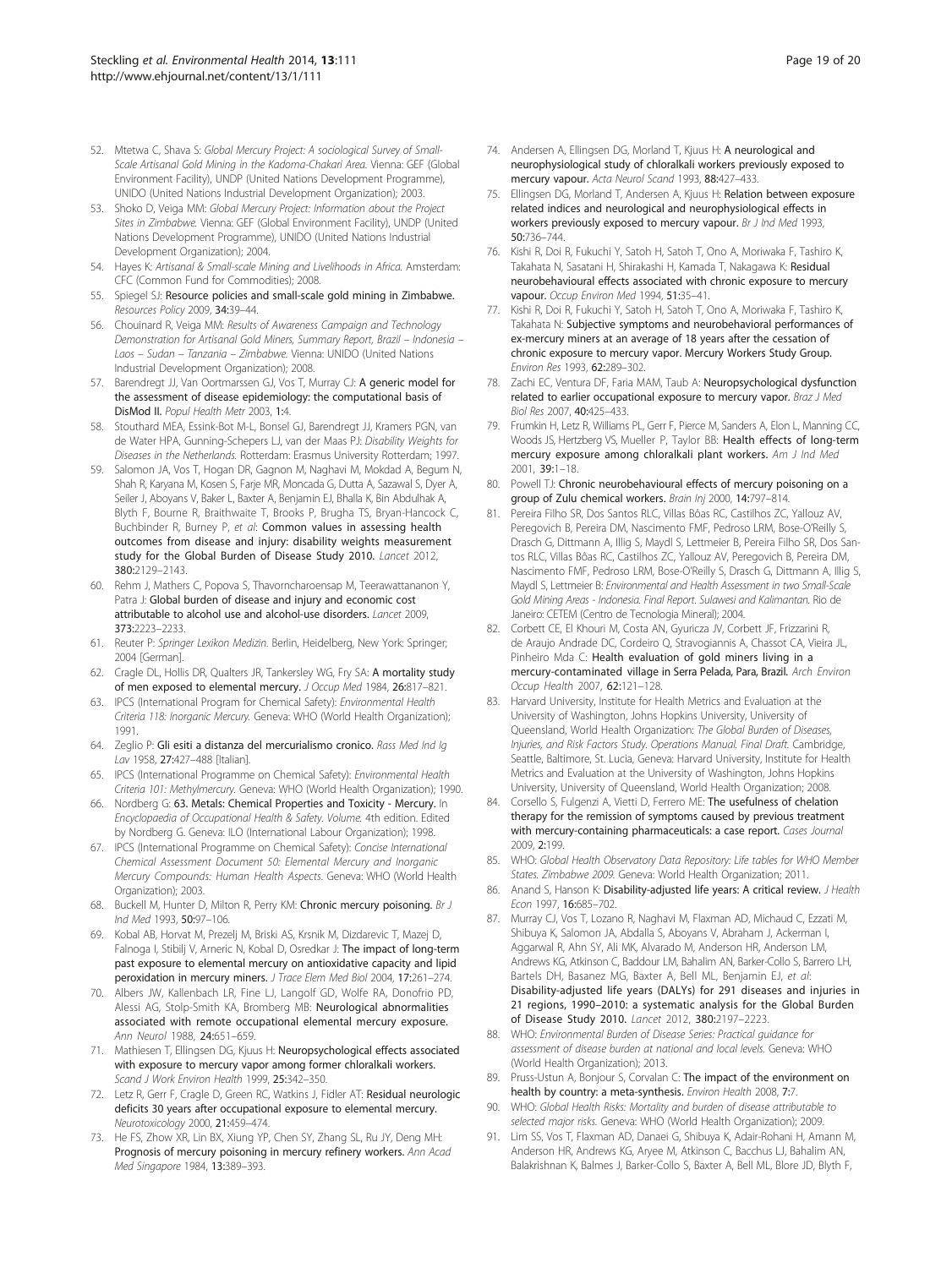52. Mtetwa C, Shava S: *Global Mercury Project: A sociological Survey of Small-Scale Artisanal Gold Mining in the Kadoma-Chakari Area.* Vienna: GEF (Global Environment Facility), UNDP (United Nations Development Programme), UNIDO (United Nations Industrial Development Organization); 2003.
53. Shoko D, Veiga MM: *Global Mercury Project: Information about the Project Sites in Zimbabwe.* Vienna: GEF (Global Environment Facility), UNDP (United Nations Development Programme), UNIDO (United Nations Industrial Development Organization); 2004.
54. Hayes K: *Artisanal & Small-scale Mining and Livelihoods in Africa.* Amsterdam: CFC (Common Fund for Commodities); 2008.
55. Spiegel SJ: **Resource policies and small-scale gold mining in Zimbabwe.** *Resources Policy* 2009, **34:**39–44.
56. Chouinard R, Veiga MM: *Results of Awareness Campaign and Technology Demonstration for Artisanal Gold Miners, Summary Report, Brazil – Indonesia – Laos – Sudan – Tanzania – Zimbabwe.* Vienna: UNIDO (United Nations Industrial Development Organization); 2008.
57. Barendregt JJ, Van Oortmarssen GJ, Vos T, Murray CJ: **A generic model for the assessment of disease epidemiology: the computational basis of DisMod II.** *Popul Health Metr* 2003, **1:**4.
58. Stouthard MEA, Essink-Bot M-L, Bonsel GJ, Barendregt JJ, Kramers PGN, van de Water HPA, Gunning-Schepers LJ, van der Maas PJ: *Disability Weights for Diseases in the Netherlands.* Rotterdam: Erasmus University Rotterdam; 1997.
59. Salomon JA, Vos T, Hogan DR, Gagnon M, Naghavi M, Mokdad A, Begum N, Shah R, Karyana M, Kosen S, Farje MR, Moncada G, Dutta A, Sazawal S, Dyer A, Seiler J, Aboyans V, Baker L, Baxter A, Benjamin EJ, Bhalla K, Bin Abdulhak A, Blyth F, Bourne R, Braithwaite T, Brooks P, Brugha TS, Bryan-Hancock C, Buchbinder R, Burney P, *et al*: **Common values in assessing health outcomes from disease and injury: disability weights measurement study for the Global Burden of Disease Study 2010.** *Lancet* 2012, **380:**2129–2143.
60. Rehm J, Mathers C, Popova S, Thavorncharoensap M, Teerawattananon Y, Patra J: **Global burden of disease and injury and economic cost attributable to alcohol use and alcohol-use disorders.** *Lancet* 2009, **373:**2223–2233.
61. Reuter P: *Springer Lexikon Medizin.* Berlin, Heidelberg, New York: Springer; 2004 [German].
62. Cragle DL, Hollis DR, Qualters JR, Tankersley WG, Fry SA: **A mortality study of men exposed to elemental mercury.** *J Occup Med* 1984, **26:**817–821.
63. IPCS (International Program for Chemical Safety): *Environmental Health Criteria 118: Inorganic Mercury.* Geneva: WHO (World Health Organization); 1991.
64. Zeglio P: **Gli esiti a distanza del mercurialismo cronico.** *Rass Med Ind Ig Lav* 1958, **27:**427–488 [Italian].
65. IPCS (International Programme on Chemical Safety): *Environmental Health Criteria 101: Methylmercury.* Geneva: WHO (World Health Organization); 1990.
66. Nordberg G: **63. Metals: Chemical Properties and Toxicity - Mercury.** In *Encyclopaedia of Occupational Health & Safety. Volume.* 4th edition. Edited by Nordberg G. Geneva: ILO (International Labour Organization); 1998.
67. IPCS (International Programme on Chemical Safety): *Concise International Chemical Assessment Document 50: Elemental Mercury and Inorganic Mercury Compounds: Human Health Aspects.* Geneva: WHO (World Health Organization); 2003.
68. Buckell M, Hunter D, Milton R, Perry KM: **Chronic mercury poisoning.** *Br J Ind Med* 1993, **50:**97–106.
69. Kobal AB, Horvat M, Prezelj M, Briski AS, Krsnik M, Dizdarevic T, Mazej D, Falnoga I, Stibilj V, Arneric N, Kobal D, Osredkar J: **The impact of long-term past exposure to elemental mercury on antioxidative capacity and lipid peroxidation in mercury miners.** *J Trace Elem Med Biol* 2004, **17:**261–274.
70. Albers JW, Kallenbach LR, Fine LJ, Langolf GD, Wolfe RA, Donofrio PD, Alessi AG, Stolp-Smith KA, Bromberg MB: **Neurological abnormalities associated with remote occupational elemental mercury exposure.** *Ann Neurol* 1988, **24:**651–659.
71. Mathiesen T, Ellingsen DG, Kjuus H: **Neuropsychological effects associated with exposure to mercury vapor among former chloralkali workers.** *Scand J Work Environ Health* 1999, **25:**342–350.
72. Letz R, Gerr F, Cragle D, Green RC, Watkins J, Fidler AT: **Residual neurologic deficits 30 years after occupational exposure to elemental mercury.** *Neurotoxicology* 2000, **21:**459–474.
73. He FS, Zhow XR, Lin BX, Xiung YP, Chen SY, Zhang SL, Ru JY, Deng MH: **Prognosis of mercury poisoning in mercury refinery workers.** *Ann Acad Med Singapore* 1984, **13:**389–393.
74. Andersen A, Ellingsen DG, Morland T, Kjuus H: **A neurological and neurophysiological study of chloralkali workers previously exposed to mercury vapour.** *Acta Neurol Scand* 1993, **88:**427–433.
75. Ellingsen DG, Morland T, Andersen A, Kjuus H: **Relation between exposure related indices and neurological and neurophysiological effects in workers previously exposed to mercury vapour.** *Br J Ind Med* 1993, **50:**736–744.
76. Kishi R, Doi R, Fukuchi Y, Satoh H, Satoh T, Ono A, Moriwaka F, Tashiro K, Takahata N, Sasatani H, Shirakashi H, Kamada T, Nakagawa K: **Residual neurobehavioural effects associated with chronic exposure to mercury vapour.** *Occup Environ Med* 1994, **51:**35–41.
77. Kishi R, Doi R, Fukuchi Y, Satoh H, Satoh T, Ono A, Moriwaka F, Tashiro K, Takahata N: **Subjective symptoms and neurobehavioral performances of ex-mercury miners at an average of 18 years after the cessation of chronic exposure to mercury vapor. Mercury Workers Study Group.** *Environ Res* 1993, **62:**289–302.
78. Zachi EC, Ventura DF, Faria MAM, Taub A: **Neuropsychological dysfunction related to earlier occupational exposure to mercury vapor.** *Braz J Med Biol Res* 2007, **40:**425–433.
79. Frumkin H, Letz R, Williams PL, Gerr F, Pierce M, Sanders A, Elon L, Manning CC, Woods JS, Hertzberg VS, Mueller P, Taylor BB: **Health effects of long-term mercury exposure among chloralkali plant workers.** *Am J Ind Med* 2001, **39:**1–18.
80. Powell TJ: **Chronic neurobehavioural effects of mercury poisoning on a group of Zulu chemical workers.** *Brain Inj* 2000, **14:**797–814.
81. Pereira Filho SR, Dos Santos RLC, Villas Bôas RC, Castilhos ZC, Yallouz AV, Peregovich B, Pereira DM, Nascimento FMF, Pedroso LRM, Bose-O'Reilly S, Drasch G, Dittmann A, Illig S, Maydl S, Lettmeier B, Pereira Filho SR, Dos Santos RLC, Villas Bôas RC, Castilhos ZC, Yallouz AV, Peregovich B, Pereira DM, Nascimento FMF, Pedroso LRM, Bose-O'Reilly S, Drasch G, Dittmann A, Illig S, Maydl S, Lettmeier B: *Environmental and Health Assessment in two Small-Scale Gold Mining Areas - Indonesia. Final Report. Sulawesi and Kalimantan.* Rio de Janeiro: CETEM (Centro de Tecnologia Mineral); 2004.
82. Corbett CE, El Khouri M, Costa AN, Gyuricza JV, Corbett JF, Frizzarini R, de Araujo Andrade DC, Cordeiro Q, Stravogiannis A, Chassot CA, Vieira JL, Pinheiro Mda C: **Health evaluation of gold miners living in a mercury-contaminated village in Serra Pelada, Para, Brazil.** *Arch Environ Occup Health* 2007, **62:**121–128.
83. Harvard University, Institute for Health Metrics and Evaluation at the University of Washington, Johns Hopkins University, University of Queensland, World Health Organization: *The Global Burden of Diseases, Injuries, and Risk Factors Study. Operations Manual. Final Draft.* Cambridge, Seattle, Baltimore, St. Lucia, Geneva: Harvard University, Institute for Health Metrics and Evaluation at the University of Washington, Johns Hopkins University, University of Queensland, World Health Organization; 2008.
84. Corsello S, Fulgenzi A, Vietti D, Ferrero ME: **The usefulness of chelation therapy for the remission of symptoms caused by previous treatment with mercury-containing pharmaceuticals: a case report.** *Cases Journal* 2009, **2:**199.
85. WHO: *Global Health Observatory Data Repository: Life tables for WHO Member States. Zimbabwe 2009.* Geneva: World Health Organization; 2011.
86. Anand S, Hanson K: **Disability-adjusted life years: A critical review.** *J Health Econ* 1997, **16:**685–702.
87. Murray CJ, Vos T, Lozano R, Naghavi M, Flaxman AD, Michaud C, Ezzati M, Shibuya K, Salomon JA, Abdalla S, Aboyans V, Abraham J, Ackerman I, Aggarwal R, Ahn SY, Ali MK, Alvarado M, Anderson HR, Anderson LM, Andrews KG, Atkinson C, Baddour LM, Bahalim AN, Barker-Collo S, Barrero LH, Bartels DH, Basanez MG, Baxter A, Bell ML, Benjamin EJ, *et al*: **Disability-adjusted life years (DALYs) for 291 diseases and injuries in 21 regions, 1990–2010: a systematic analysis for the Global Burden of Disease Study 2010.** *Lancet* 2012, **380:**2197–2223.
88. WHO: *Environmental Burden of Disease Series: Practical guidance for assessment of disease burden at national and local levels.* Geneva: WHO (World Health Organization); 2013.
89. Pruss-Ustun A, Bonjour S, Corvalan C: **The impact of the environment on health by country: a meta-synthesis.** *Environ Health* 2008, **7:**7.
90. WHO: *Global Health Risks: Mortality and burden of disease attributable to selected major risks.* Geneva: WHO (World Health Organization); 2009.
91. Lim SS, Vos T, Flaxman AD, Danaei G, Shibuya K, Adair-Rohani H, Amann M, Anderson HR, Andrews KG, Aryee M, Atkinson C, Bacchus LJ, Bahalim AN, Balakrishnan K, Balmes J, Barker-Collo S, Baxter A, Bell ML, Blore JD, Blyth F,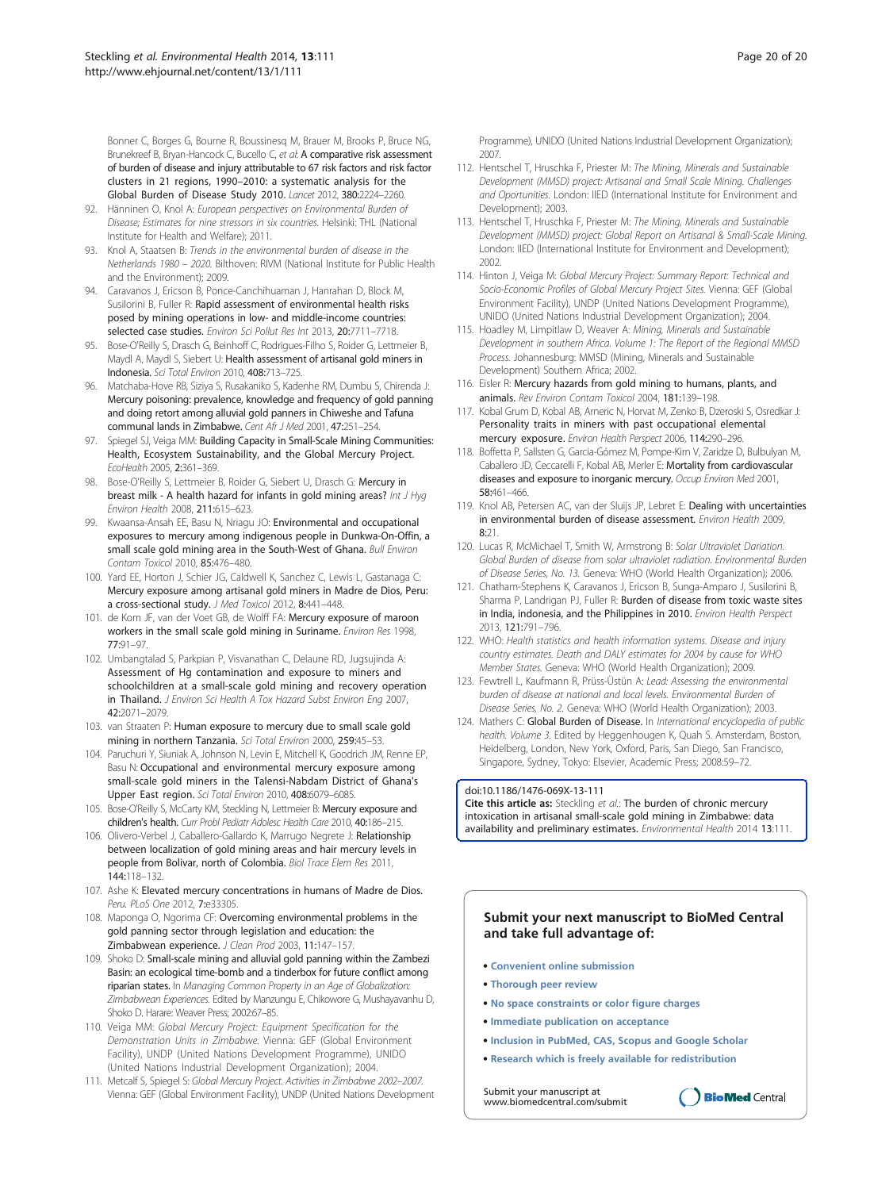Bonner C, Borges G, Bourne R, Boussinesq M, Brauer M, Brooks P, Bruce NG, Brunekreef B, Bryan-Hancock C, Bucello C, *et al*: **A comparative risk assessment of burden of disease and injury attributable to 67 risk factors and risk factor clusters in 21 regions, 1990–2010: a systematic analysis for the Global Burden of Disease Study 2010.** *Lancet* 2012, **380:**2224–2260.

92. Hänninen O, Knol A: *European perspectives on Environmental Burden of Disease; Estimates for nine stressors in six countries.* Helsinki: THL (National Institute for Health and Welfare); 2011.
93. Knol A, Staatsen B: *Trends in the environmental burden of disease in the Netherlands 1980 – 2020.* Bilthoven: RIVM (National Institute for Public Health and the Environment); 2009.
94. Caravanos J, Ericson B, Ponce-Canchihuaman J, Hanrahan D, Block M, Susilorini B, Fuller R: **Rapid assessment of environmental health risks posed by mining operations in low- and middle-income countries: selected case studies.** *Environ Sci Pollut Res Int* 2013, **20:**7711–7718.
95. Bose-O'Reilly S, Drasch G, Beinhoff C, Rodrigues-Filho S, Roider G, Lettmeier B, Maydl A, Maydl S, Siebert U: **Health assessment of artisanal gold miners in Indonesia.** *Sci Total Environ* 2010, **408:**713–725.
96. Matchaba-Hove RB, Siziya S, Rusakaniko S, Kadenhe RM, Dumbu S, Chirenda J: **Mercury poisoning: prevalence, knowledge and frequency of gold panning and doing retort among alluvial gold panners in Chiweshe and Tafuna communal lands in Zimbabwe.** *Cent Afr J Med* 2001, **47:**251–254.
97. Spiegel SJ, Veiga MM: **Building Capacity in Small-Scale Mining Communities: Health, Ecosystem Sustainability, and the Global Mercury Project.** *EcoHealth* 2005, **2:**361–369.
98. Bose-O'Reilly S, Lettmeier B, Roider G, Siebert U, Drasch G: **Mercury in breast milk - A health hazard for infants in gold mining areas?** *Int J Hyg Environ Health* 2008, **211:**615–623.
99. Kwaansa-Ansah EE, Basu N, Nriagu JO: **Environmental and occupational exposures to mercury among indigenous people in Dunkwa-On-Offin, a small scale gold mining area in the South-West of Ghana.** *Bull Environ Contam Toxicol* 2010, **85:**476–480.
100. Yard EE, Horton J, Schier JG, Caldwell K, Sanchez C, Lewis L, Gastanaga C: **Mercury exposure among artisanal gold miners in Madre de Dios, Peru: a cross-sectional study.** *J Med Toxicol* 2012, **8:**441–448.
101. de Kom JF, van der Voet GB, de Wolff FA: **Mercury exposure of maroon workers in the small scale gold mining in Suriname.** *Environ Res* 1998, **77:**91–97.
102. Umbangtalad S, Parkpian P, Visvanathan C, Delaune RD, Jugsujinda A: **Assessment of Hg contamination and exposure to miners and schoolchildren at a small-scale gold mining and recovery operation in Thailand.** *J Environ Sci Health A Tox Hazard Subst Environ Eng* 2007, **42:**2071–2079.
103. van Straaten P: **Human exposure to mercury due to small scale gold mining in northern Tanzania.** *Sci Total Environ* 2000, **259:**45–53.
104. Paruchuri Y, Siuniak A, Johnson N, Levin E, Mitchell K, Goodrich JM, Renne EP, Basu N: **Occupational and environmental mercury exposure among small-scale gold miners in the Talensi-Nabdam District of Ghana's Upper East region.** *Sci Total Environ* 2010, **408:**6079–6085.
105. Bose-O'Reilly S, McCarty KM, Steckling N, Lettmeier B: **Mercury exposure and children's health.** *Curr Probl Pediatr Adolesc Health Care* 2010, **40:**186–215.
106. Olivero-Verbel J, Caballero-Gallardo K, Marrugo Negrete J: **Relationship between localization of gold mining areas and hair mercury levels in people from Bolivar, north of Colombia.** *Biol Trace Elem Res* 2011, **144:**118–132.
107. Ashe K: **Elevated mercury concentrations in humans of Madre de Dios, Peru.** *PLoS One* 2012, **7:**e33305.
108. Maponga O, Ngorima CF: **Overcoming environmental problems in the gold panning sector through legislation and education: the Zimbabwean experience.** *J Clean Prod* 2003, **11:**147–157.
109. Shoko D: **Small-scale mining and alluvial gold panning within the Zambezi Basin: an ecological time-bomb and a tinderbox for future conflict among riparian states.** In *Managing Common Property in an Age of Globalization: Zimbabwean Experiences.* Edited by Manzungu E, Chikowore G, Mushayavanhu D, Shoko D. Harare: Weaver Press; 2002:67–85.
110. Veiga MM: *Global Mercury Project: Equipment Specification for the Demonstration Units in Zimbabwe.* Vienna: GEF (Global Environment Facility), UNDP (United Nations Development Programme), UNIDO (United Nations Industrial Development Organization); 2004.
111. Metcalf S, Spiegel S: *Global Mercury Project. Activities in Zimbabwe 2002–2007.* Vienna: GEF (Global Environment Facility), UNDP (United Nations Development Programme), UNIDO (United Nations Industrial Development Organization); 2007.
112. Hentschel T, Hruschka F, Priester M: *The Mining, Minerals and Sustainable Development (MMSD) project: Artisanal and Small Scale Mining. Challenges and Oportunities.* London: IIED (International Institute for Environment and Development); 2003.
113. Hentschel T, Hruschka F, Priester M: *The Mining, Minerals and Sustainable Development (MMSD) project: Global Report on Artisanal & Small-Scale Mining.* London: IIED (International Institute for Environment and Development); 2002.
114. Hinton J, Veiga M: *Global Mercury Project: Summary Report: Technical and Socio-Economic Profiles of Global Mercury Project Sites.* Vienna: GEF (Global Environment Facility), UNDP (United Nations Development Programme), UNIDO (United Nations Industrial Development Organization); 2004.
115. Hoadley M, Limpitlaw D, Weaver A: *Mining, Minerals and Sustainable Development in southern Africa. Volume 1: The Report of the Regional MMSD Process.* Johannesburg: MMSD (Mining, Minerals and Sustainable Development) Southern Africa; 2002.
116. Eisler R: **Mercury hazards from gold mining to humans, plants, and animals.** *Rev Environ Contam Toxicol* 2004, **181:**139–198.
117. Kobal Grum D, Kobal AB, Arneric N, Horvat M, Zenko B, Dzeroski S, Osredkar J: **Personality traits in miners with past occupational elemental mercury exposure.** *Environ Health Perspect* 2006, **114:**290–296.
118. Boffetta P, Sallsten G, Garcia-Gómez M, Pompe-Kirn V, Zaridze D, Bulbulyan M, Caballero JD, Ceccarelli F, Kobal AB, Merler E: **Mortality from cardiovascular diseases and exposure to inorganic mercury.** *Occup Environ Med* 2001, **58:**461–466.
119. Knol AB, Petersen AC, van der Sluijs JP, Lebret E: **Dealing with uncertainties in environmental burden of disease assessment.** *Environ Health* 2009, **8:**21.
120. Lucas R, McMichael T, Smith W, Armstrong B: *Solar Ultraviolet Dariation. Global Burden of disease from solar ultraviolet radiation. Environmental Burden of Disease Series, No. 13.* Geneva: WHO (World Health Organization); 2006.
121. Chatham-Stephens K, Caravanos J, Ericson B, Sunga-Amparo J, Susilorini B, Sharma P, Landrigan PJ, Fuller R: **Burden of disease from toxic waste sites in India, indonesia, and the Philippines in 2010.** *Environ Health Perspect* 2013, **121:**791–796.
122. WHO: *Health statistics and health information systems. Disease and injury country estimates. Death and DALY estimates for 2004 by cause for WHO Member States.* Geneva: WHO (World Health Organization); 2009.
123. Fewtrell L, Kaufmann R, Prüss-Üstün A: *Lead: Assessing the environmental burden of disease at national and local levels. Environmental Burden of Disease Series, No. 2.* Geneva: WHO (World Health Organization); 2003.
124. Mathers C: **Global Burden of Disease.** In *International encyclopedia of public health. Volume 3.* Edited by Heggenhougen K, Quah S. Amsterdam, Boston, Heidelberg, London, New York, Oxford, Paris, San Diego, San Francisco, Singapore, Sydney, Tokyo: Elsevier, Academic Press; 2008:59–72.

doi:10.1186/1476-069X-13-111

**Cite this article as:** Steckling *et al.*: The burden of chronic mercury intoxication in artisanal small-scale gold mining in Zimbabwe: data availability and preliminary estimates. *Environmental Health* 2014 **13**:111.

**Submit your next manuscript to BioMed Central and take full advantage of:**

- Convenient online submission
- Thorough peer review
- No space constraints or color figure charges
- Immediate publication on acceptance
- Inclusion in PubMed, CAS, Scopus and Google Scholar
- Research which is freely available for redistribution

Submit your manuscript at www.biomedcentral.com/submit

BioMed Central